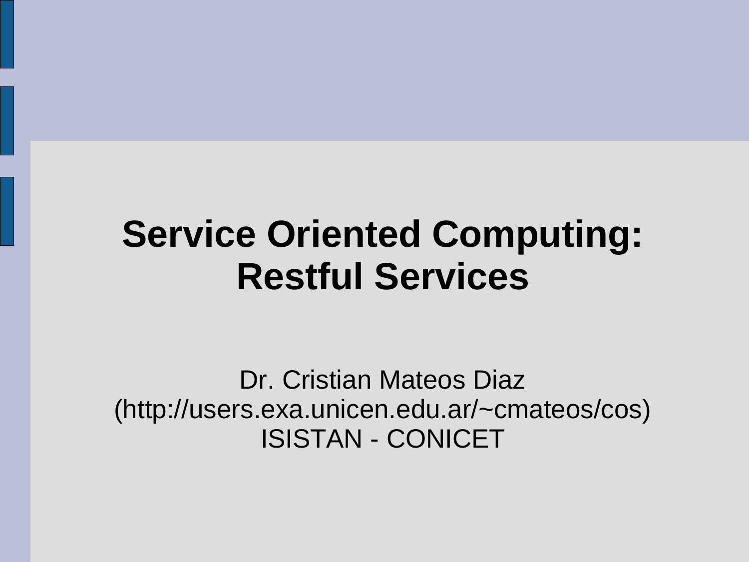# Service Oriented Computing: Restful Services

Dr. Cristian Mateos Diaz
(http://users.exa.unicen.edu.ar/~cmateos/cos)
ISISTAN - CONICET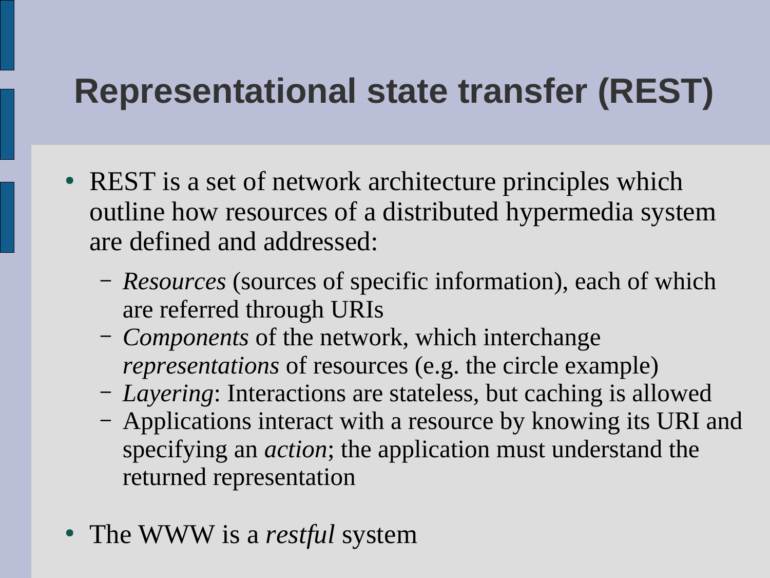# Representational state transfer (REST)

- REST is a set of network architecture principles which outline how resources of a distributed hypermedia system are defined and addressed:
  - *Resources* (sources of specific information), each of which are referred through URIs
  - *Components* of the network, which interchange *representations* of resources (e.g. the circle example)
  - *Layering*: Interactions are stateless, but caching is allowed
  - Applications interact with a resource by knowing its URI and specifying an *action*; the application must understand the returned representation
- The WWW is a *restful* system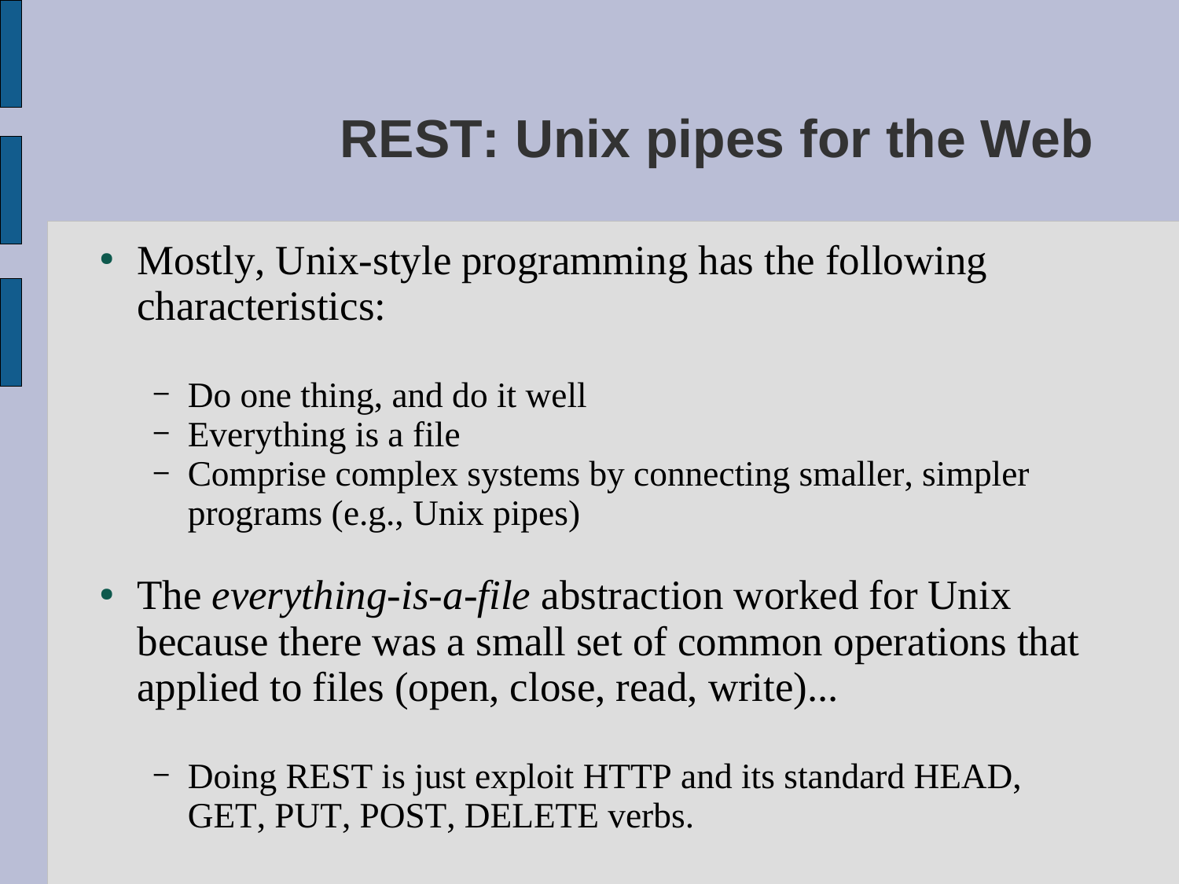# REST: Unix pipes for the Web

- Mostly, Unix-style programming has the following characteristics:
  - Do one thing, and do it well
  - Everything is a file
  - Comprise complex systems by connecting smaller, simpler programs (e.g., Unix pipes)
- The *everything-is-a-file* abstraction worked for Unix because there was a small set of common operations that applied to files (open, close, read, write)...
  - Doing REST is just exploit HTTP and its standard HEAD, GET, PUT, POST, DELETE verbs.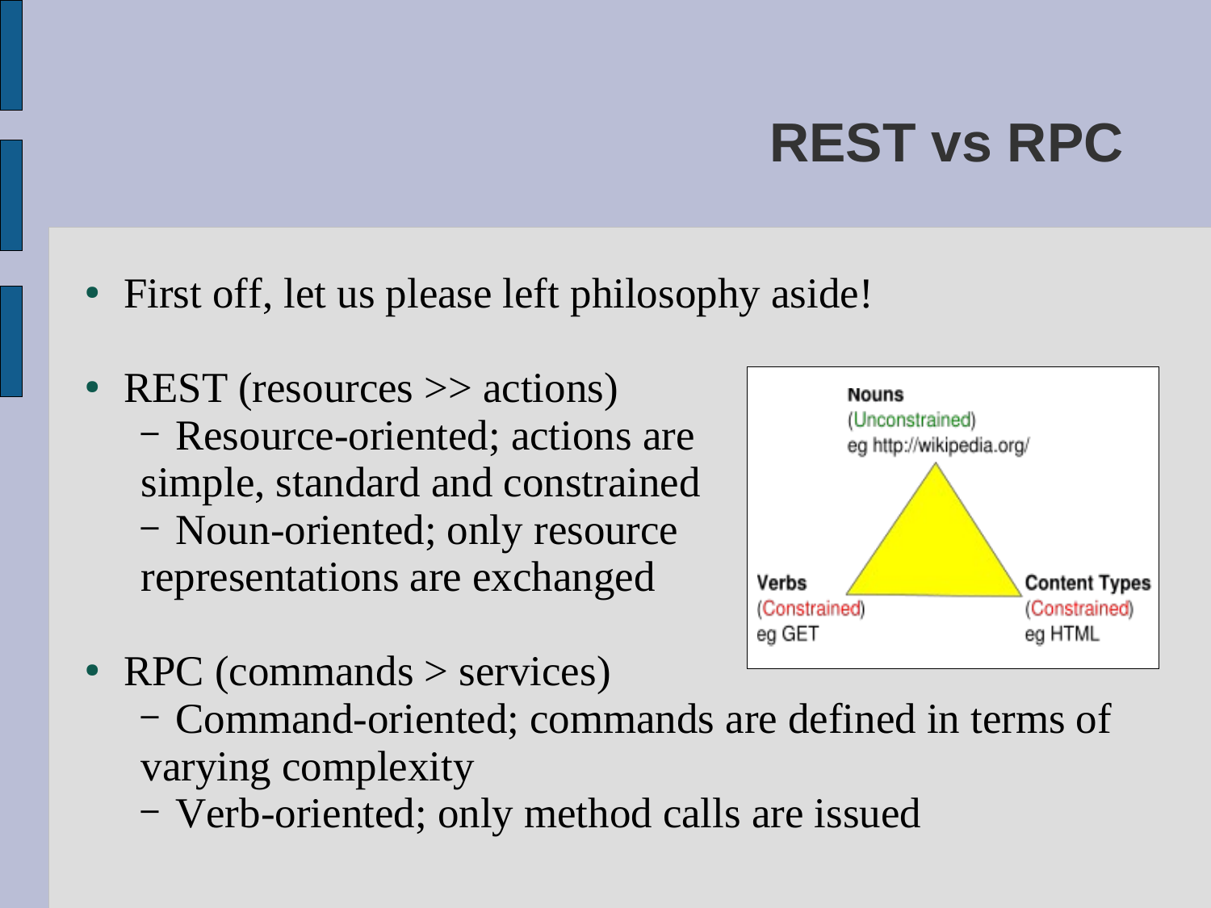# REST vs RPC

- First off, let us please left philosophy aside!
- REST (resources >> actions)
  - Resource-oriented; actions are simple, standard and constrained
  - Noun-oriented; only resource representations are exchanged

Nouns
(Unconstrained)
eg http://wikipedia.org/

Verbs
(Constrained)
eg GET

Content Types
(Constrained)
eg HTML

- RPC (commands > services)
  - Command-oriented; commands are defined in terms of varying complexity
  - Verb-oriented; only method calls are issued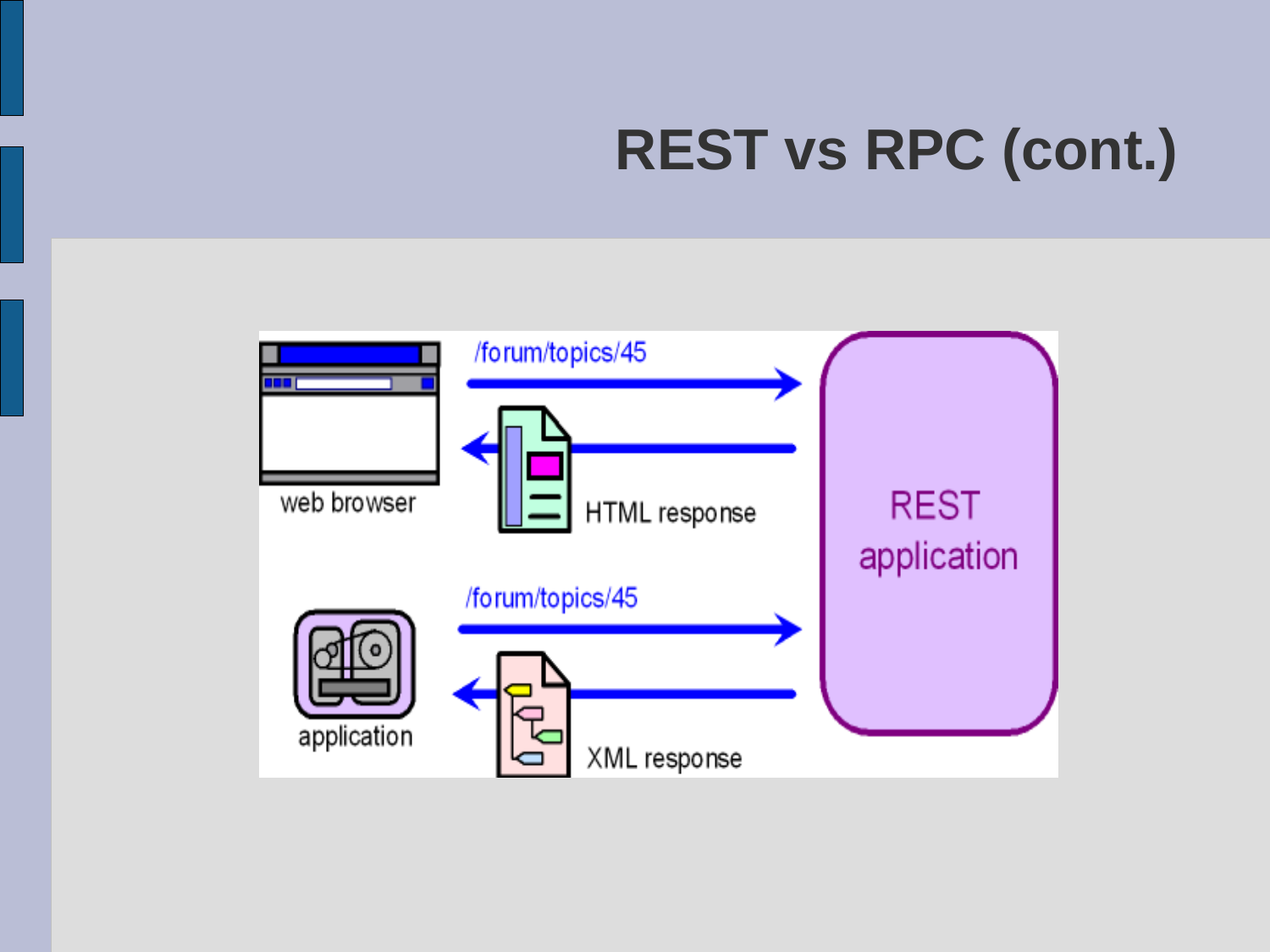# REST vs RPC (cont.)

/forum/topics/45

web browser

HTML response

REST application

/forum/topics/45

application

XML response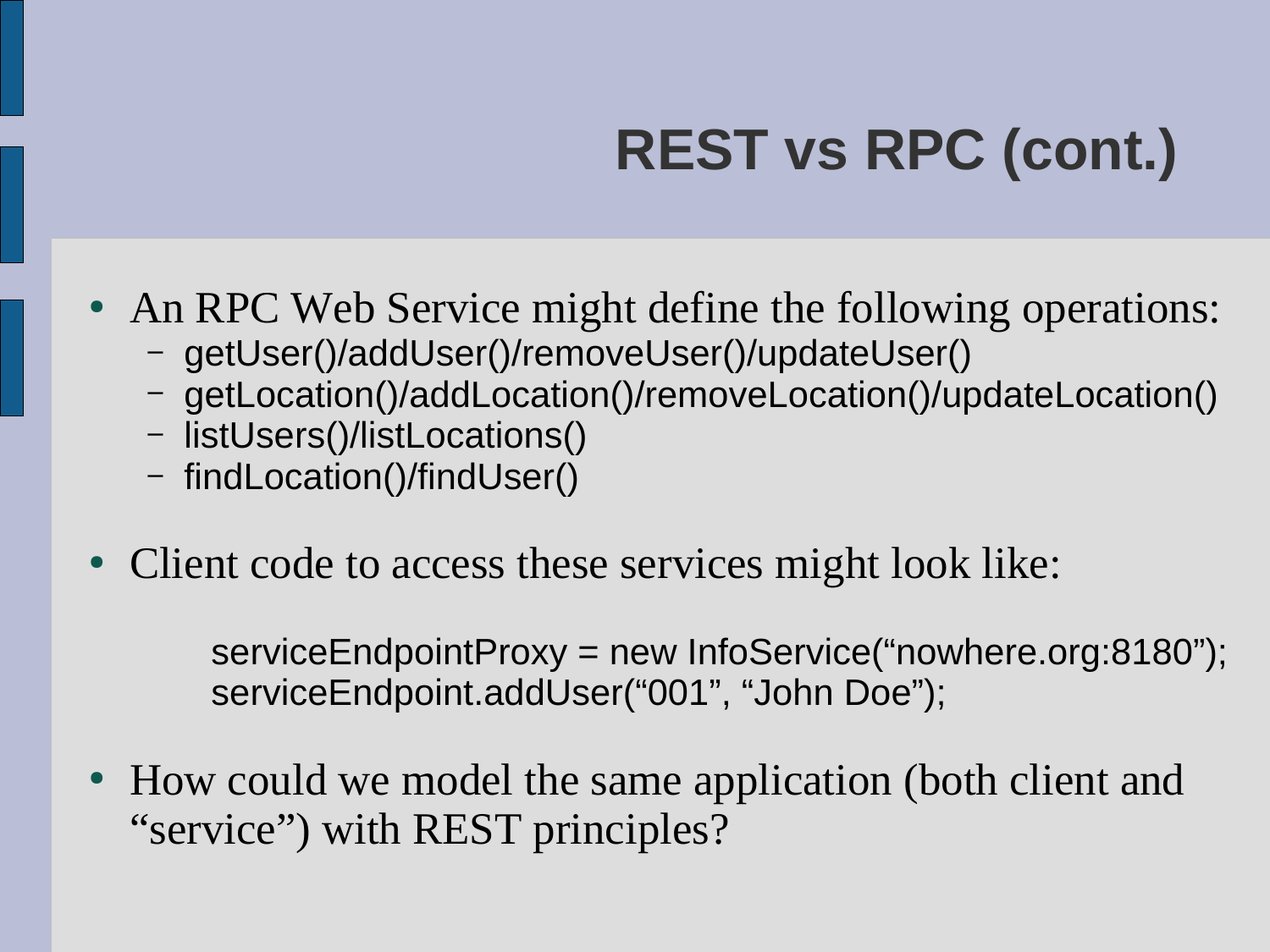# REST vs RPC (cont.)

- An RPC Web Service might define the following operations:
  - getUser()/addUser()/removeUser()/updateUser()
  - getLocation()/addLocation()/removeLocation()/updateLocation()
  - listUsers()/listLocations()
  - findLocation()/findUser()
- Client code to access these services might look like:

```
serviceEndpointProxy = new InfoService(“nowhere.org:8180”);
serviceEndpoint.addUser(“001”, “John Doe”);
```

- How could we model the same application (both client and “service”) with REST principles?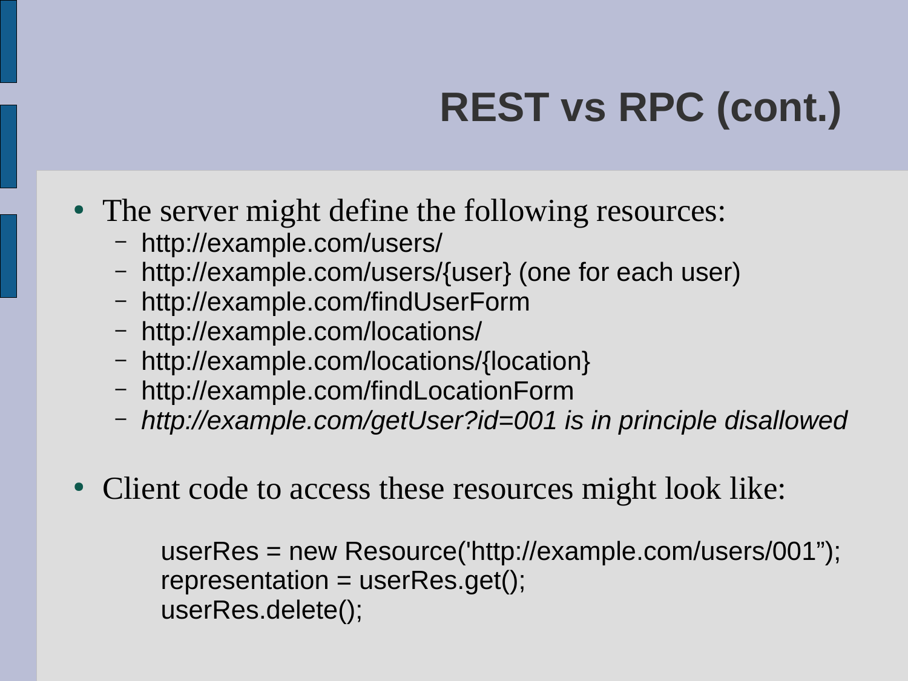# REST vs RPC (cont.)

- The server might define the following resources:
  - http://example.com/users/
  - http://example.com/users/{user} (one for each user)
  - http://example.com/findUserForm
  - http://example.com/locations/
  - http://example.com/locations/{location}
  - http://example.com/findLocationForm
  - *http://example.com/getUser?id=001 is in principle disallowed*
- Client code to access these resources might look like:

```
userRes = new Resource('http://example.com/users/001");
representation = userRes.get();
userRes.delete();
```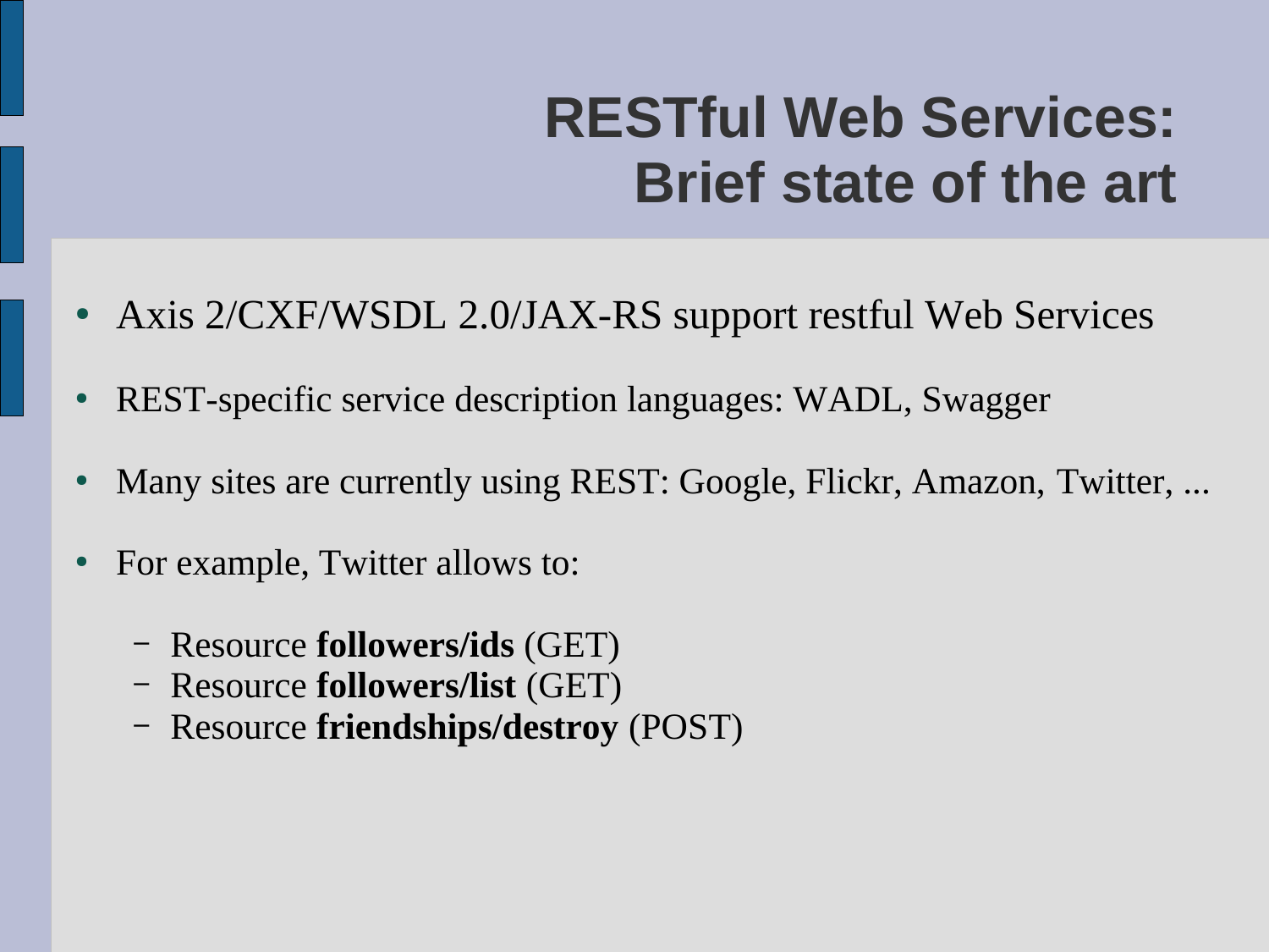# RESTful Web Services: Brief state of the art

- Axis 2/CXF/WSDL 2.0/JAX-RS support restful Web Services
- REST-specific service description languages: WADL, Swagger
- Many sites are currently using REST: Google, Flickr, Amazon, Twitter, ...
- For example, Twitter allows to:
  - Resource **followers/ids** (GET)
  - Resource **followers/list** (GET)
  - Resource **friendships/destroy** (POST)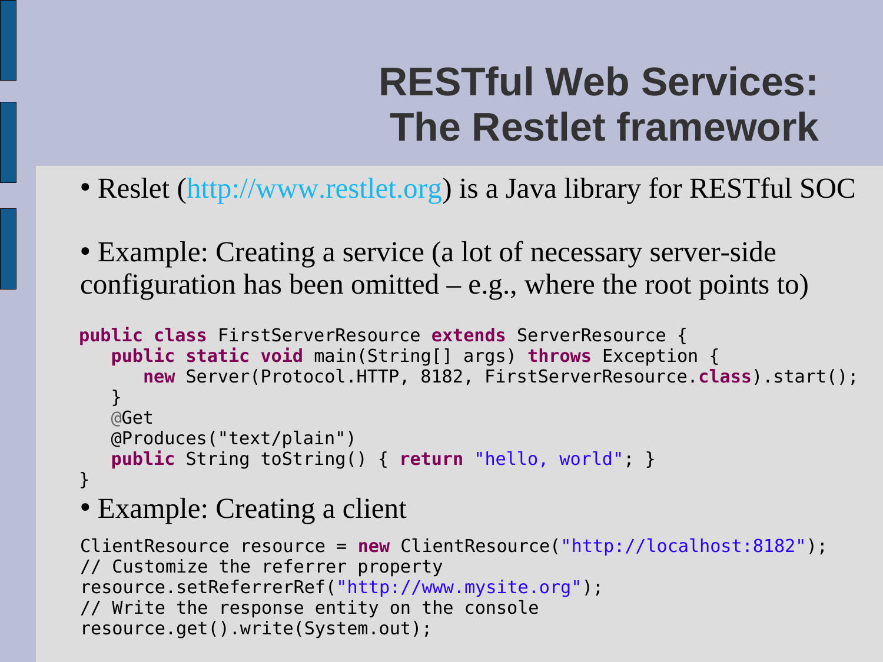# RESTful Web Services: The Restlet framework

- Reslet (http://www.restlet.org) is a Java library for RESTful SOC

- Example: Creating a service (a lot of necessary server-side configuration has been omitted – e.g., where the root points to)

```
public class FirstServerResource extends ServerResource {
   public static void main(String[] args) throws Exception {
      new Server(Protocol.HTTP, 8182, FirstServerResource.class).start();
   }
   @Get
   @Produces("text/plain")
   public String toString() { return "hello, world"; }
}
```

- Example: Creating a client

```
ClientResource resource = new ClientResource("http://localhost:8182");
// Customize the referrer property
resource.setReferrerRef("http://www.mysite.org");
// Write the response entity on the console
resource.get().write(System.out);
```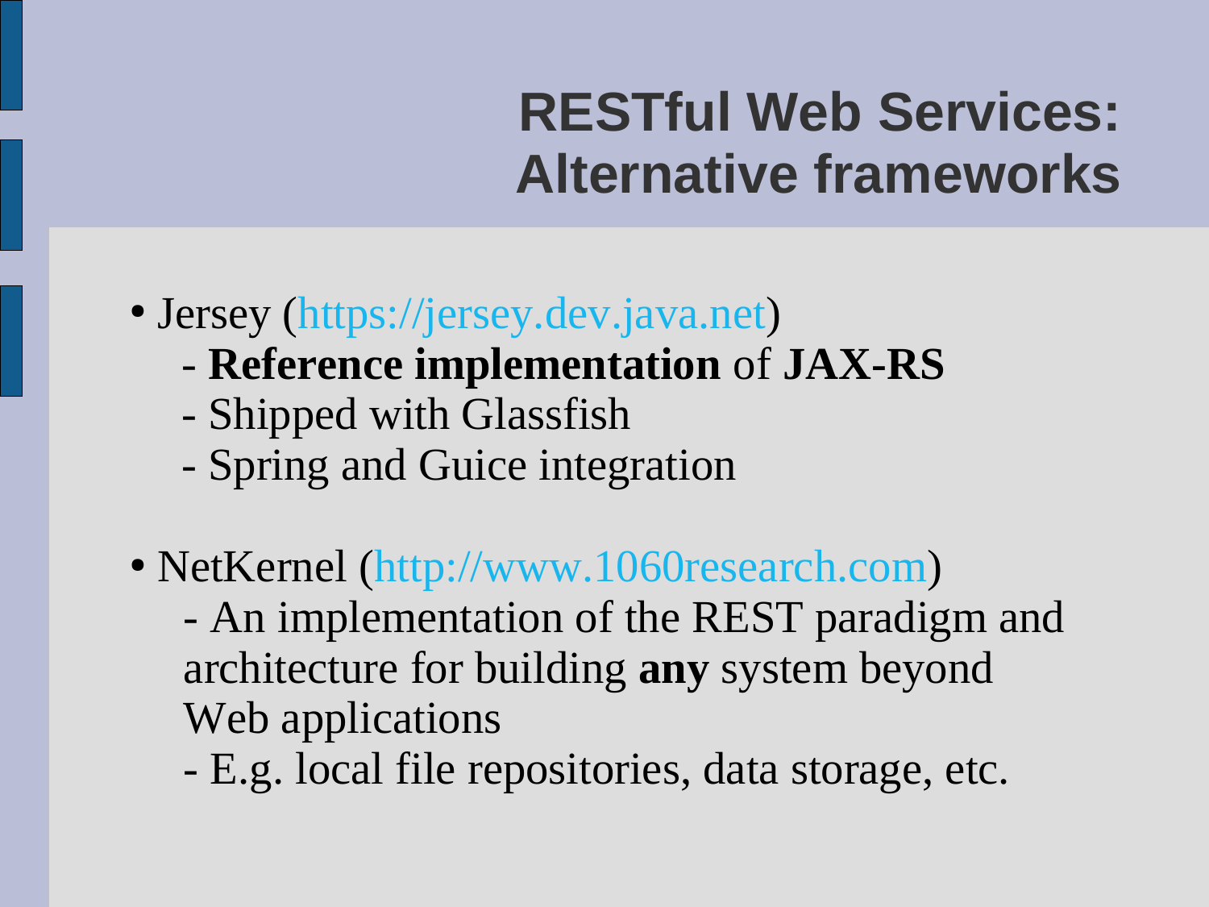# RESTful Web Services: Alternative frameworks

- Jersey (https://jersey.dev.java.net)
  - **Reference implementation** of **JAX-RS**
  - Shipped with Glassfish
  - Spring and Guice integration

- NetKernel (http://www.1060research.com)
  - An implementation of the REST paradigm and architecture for building **any** system beyond Web applications
  - E.g. local file repositories, data storage, etc.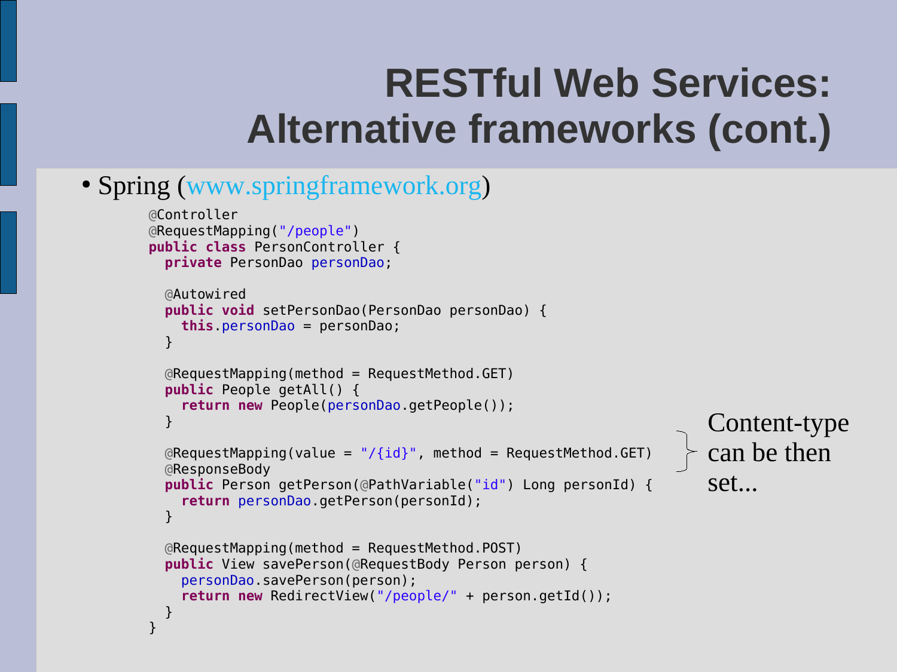# RESTful Web Services: Alternative frameworks (cont.)

- Spring (www.springframework.org)

```
@Controller
@RequestMapping("/people")
public class PersonController {
  private PersonDao personDao;

  @Autowired
  public void setPersonDao(PersonDao personDao) {
    this.personDao = personDao;
  }

  @RequestMapping(method = RequestMethod.GET)
  public People getAll() {
    return new People(personDao.getPeople());
  }

  @RequestMapping(value = "/{id}", method = RequestMethod.GET)
  @ResponseBody
  public Person getPerson(@PathVariable("id") Long personId) {
    return personDao.getPerson(personId);
  }

  @RequestMapping(method = RequestMethod.POST)
  public View savePerson(@RequestBody Person person) {
    personDao.savePerson(person);
    return new RedirectView("/people/" + person.getId());
  }
}
```

Content-type can be then set...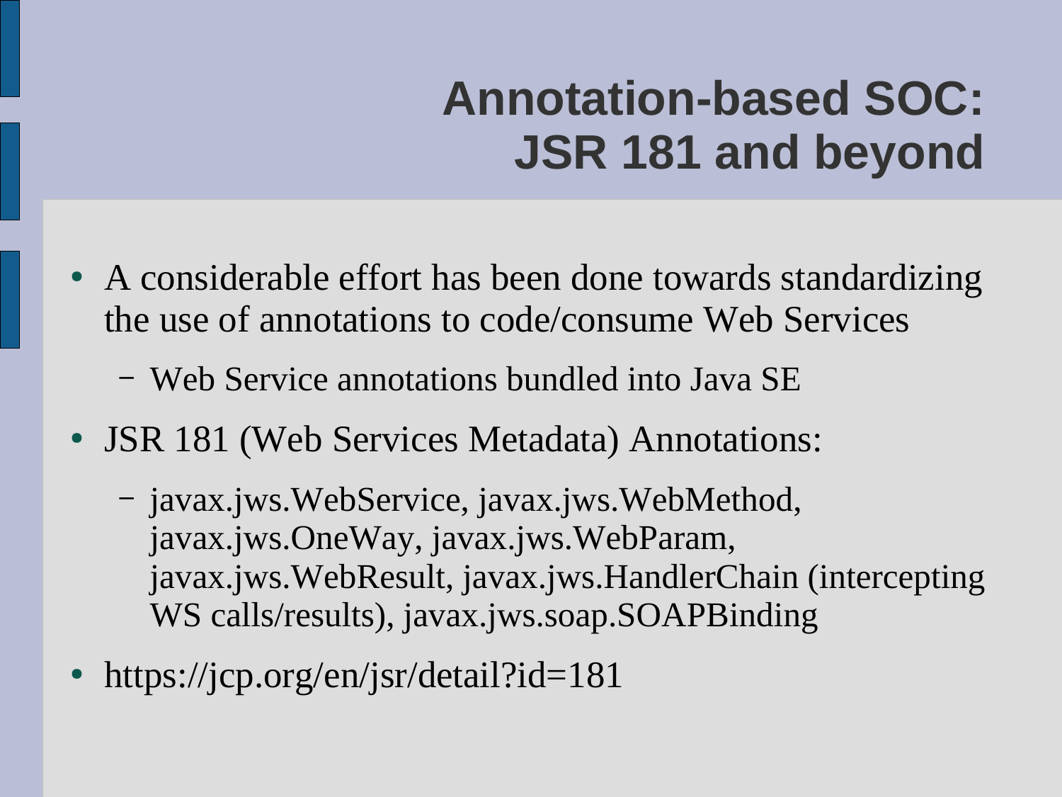# Annotation-based SOC: JSR 181 and beyond

- A considerable effort has been done towards standardizing the use of annotations to code/consume Web Services
  - Web Service annotations bundled into Java SE
- JSR 181 (Web Services Metadata) Annotations:
  - javax.jws.WebService, javax.jws.WebMethod, javax.jws.OneWay, javax.jws.WebParam, javax.jws.WebResult, javax.jws.HandlerChain (intercepting WS calls/results), javax.jws.soap.SOAPBinding
- https://jcp.org/en/jsr/detail?id=181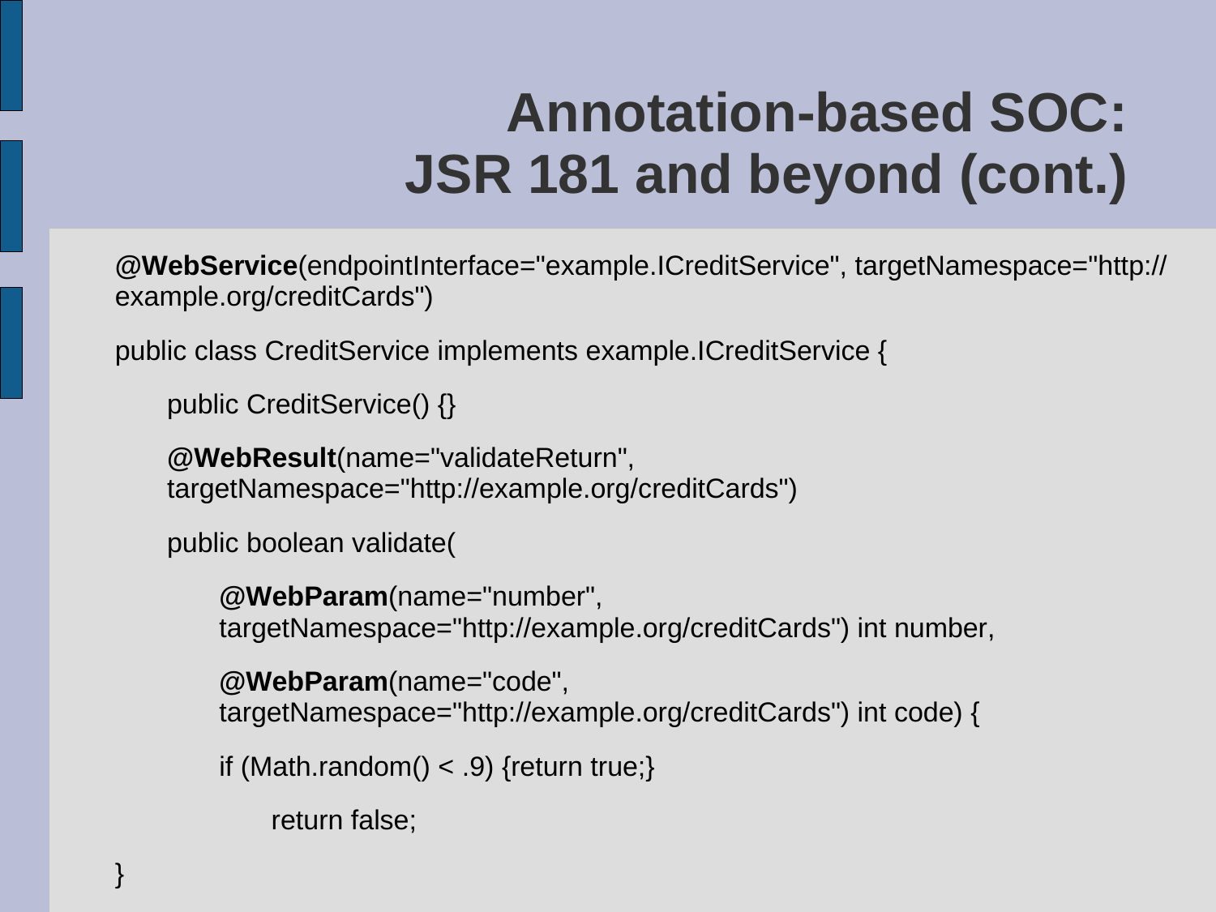# Annotation-based SOC: JSR 181 and beyond (cont.)

```
@WebService(endpointInterface="example.ICreditService", targetNamespace="http://example.org/creditCards")

public class CreditService implements example.ICreditService {

    public CreditService() {}

    @WebResult(name="validateReturn",
    targetNamespace="http://example.org/creditCards")

    public boolean validate(

        @WebParam(name="number",
        targetNamespace="http://example.org/creditCards") int number,

        @WebParam(name="code",
        targetNamespace="http://example.org/creditCards") int code) {

        if (Math.random() < .9) {return true;}

            return false;

}
```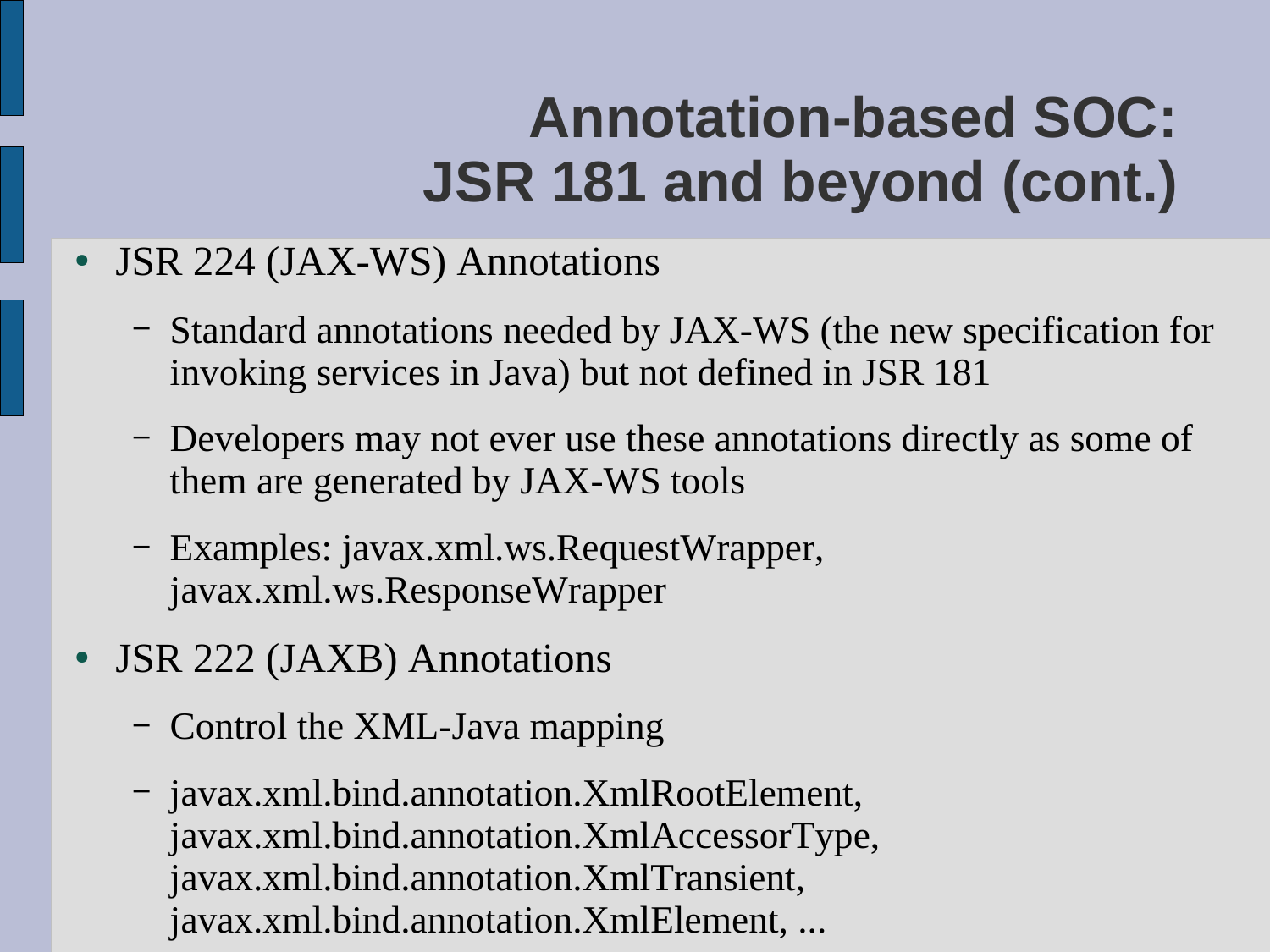# Annotation-based SOC: JSR 181 and beyond (cont.)

- JSR 224 (JAX-WS) Annotations
  - Standard annotations needed by JAX-WS (the new specification for invoking services in Java) but not defined in JSR 181
  - Developers may not ever use these annotations directly as some of them are generated by JAX-WS tools
  - Examples: javax.xml.ws.RequestWrapper, javax.xml.ws.ResponseWrapper
- JSR 222 (JAXB) Annotations
  - Control the XML-Java mapping
  - javax.xml.bind.annotation.XmlRootElement, javax.xml.bind.annotation.XmlAccessorType, javax.xml.bind.annotation.XmlTransient, javax.xml.bind.annotation.XmlElement, ...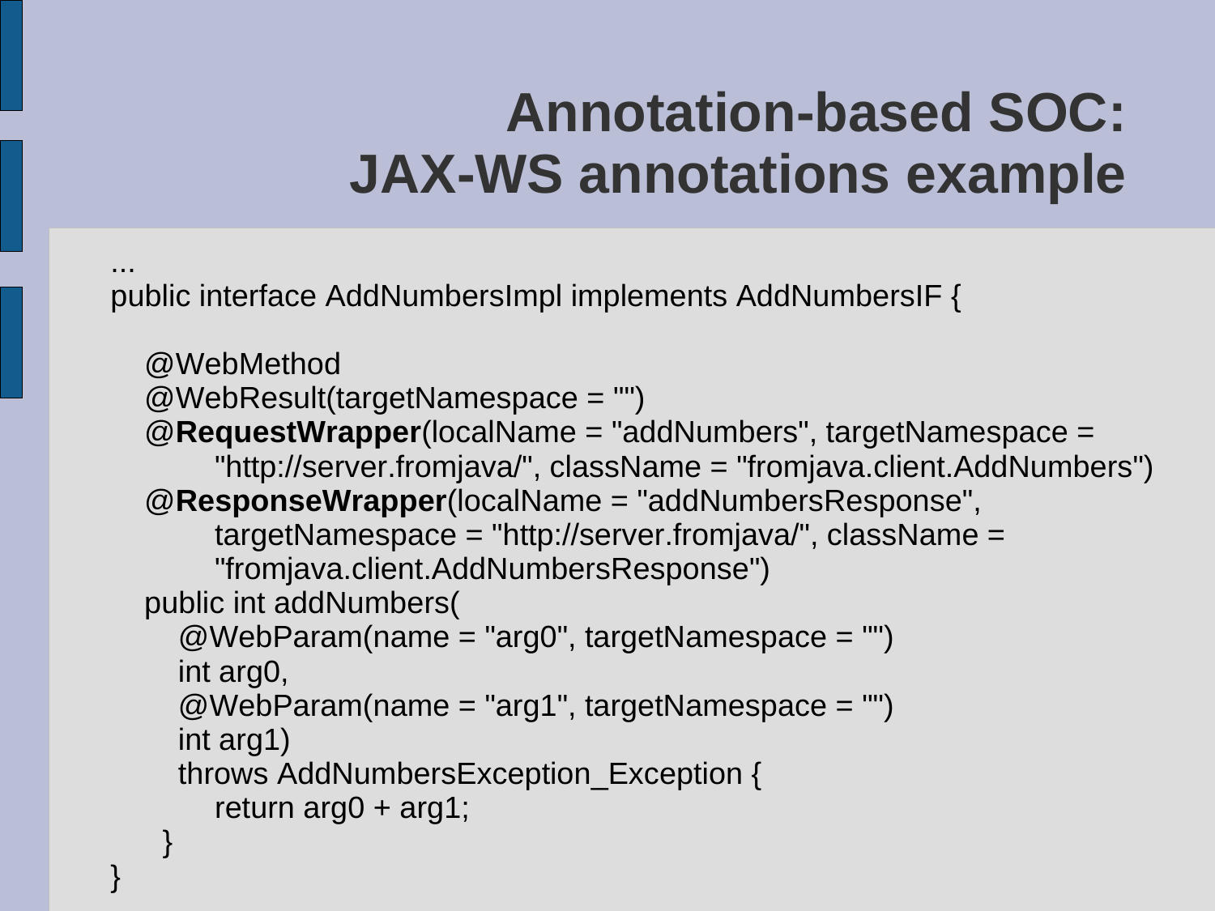# Annotation-based SOC: JAX-WS annotations example

```
...
public interface AddNumbersImpl implements AddNumbersIF {

   @WebMethod
   @WebResult(targetNamespace = "")
   @RequestWrapper(localName = "addNumbers", targetNamespace =
         "http://server.fromjava/", className = "fromjava.client.AddNumbers")
   @ResponseWrapper(localName = "addNumbersResponse",
         targetNamespace = "http://server.fromjava/", className =
         "fromjava.client.AddNumbersResponse")
   public int addNumbers(
      @WebParam(name = "arg0", targetNamespace = "")
      int arg0,
      @WebParam(name = "arg1", targetNamespace = "")
      int arg1)
      throws AddNumbersException_Exception {
         return arg0 + arg1;
    }
}
```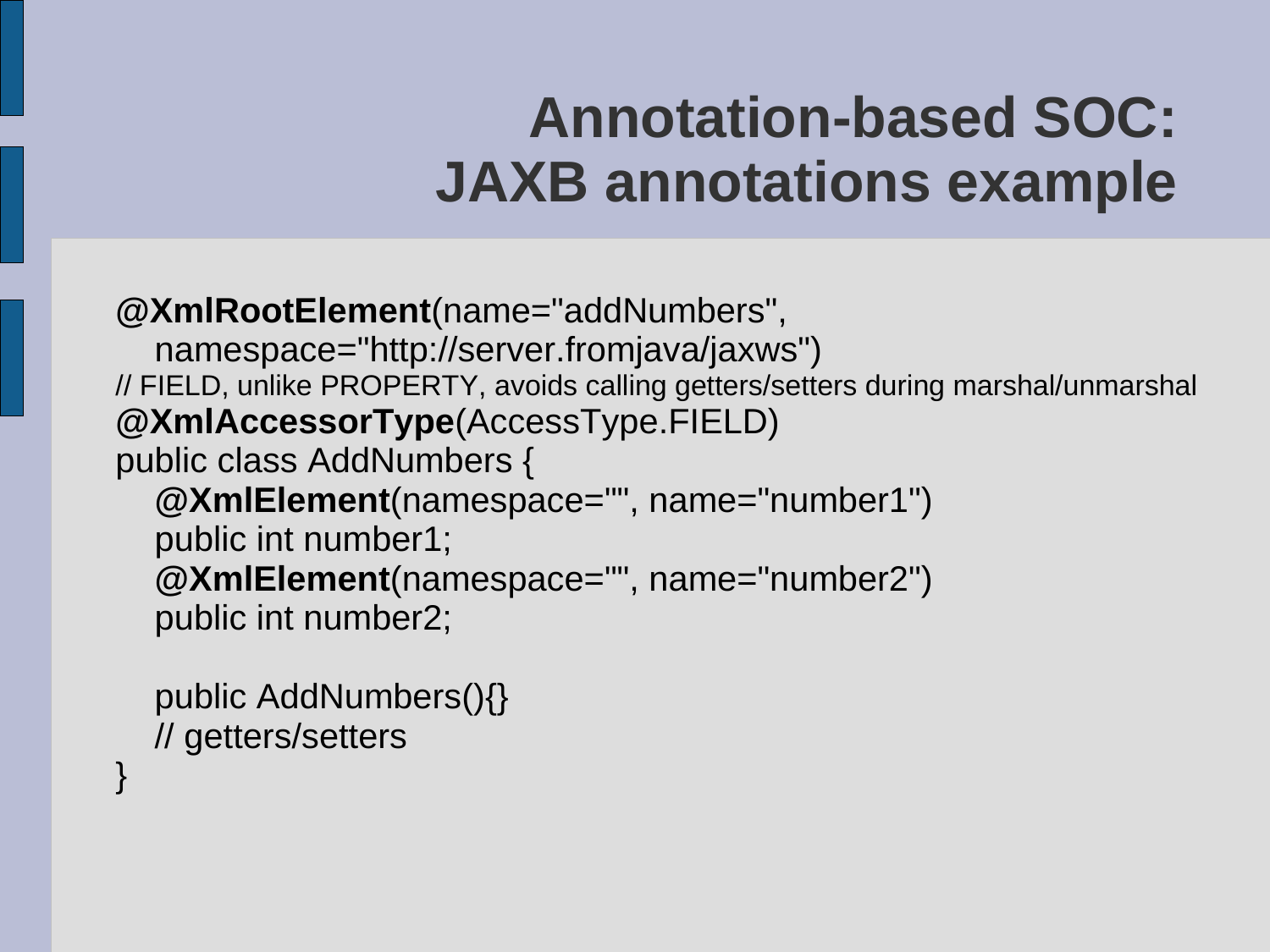# Annotation-based SOC: JAXB annotations example

```
@XmlRootElement(name="addNumbers",
   namespace="http://server.fromjava/jaxws")
// FIELD, unlike PROPERTY, avoids calling getters/setters during marshal/unmarshal
@XmlAccessorType(AccessType.FIELD)
public class AddNumbers {
   @XmlElement(namespace="", name="number1")
   public int number1;
   @XmlElement(namespace="", name="number2")
   public int number2;

   public AddNumbers(){}
   // getters/setters
}
```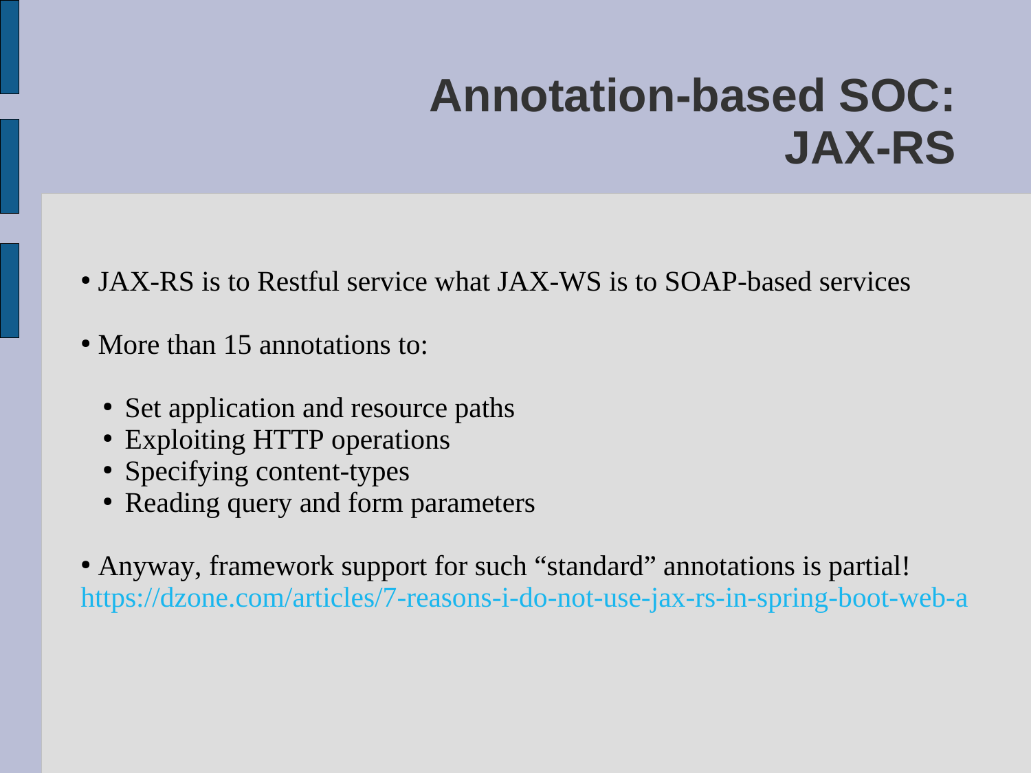# Annotation-based SOC: JAX-RS

- JAX-RS is to Restful service what JAX-WS is to SOAP-based services
- More than 15 annotations to:
  - Set application and resource paths
  - Exploiting HTTP operations
  - Specifying content-types
  - Reading query and form parameters
- Anyway, framework support for such “standard” annotations is partial! https://dzone.com/articles/7-reasons-i-do-not-use-jax-rs-in-spring-boot-web-a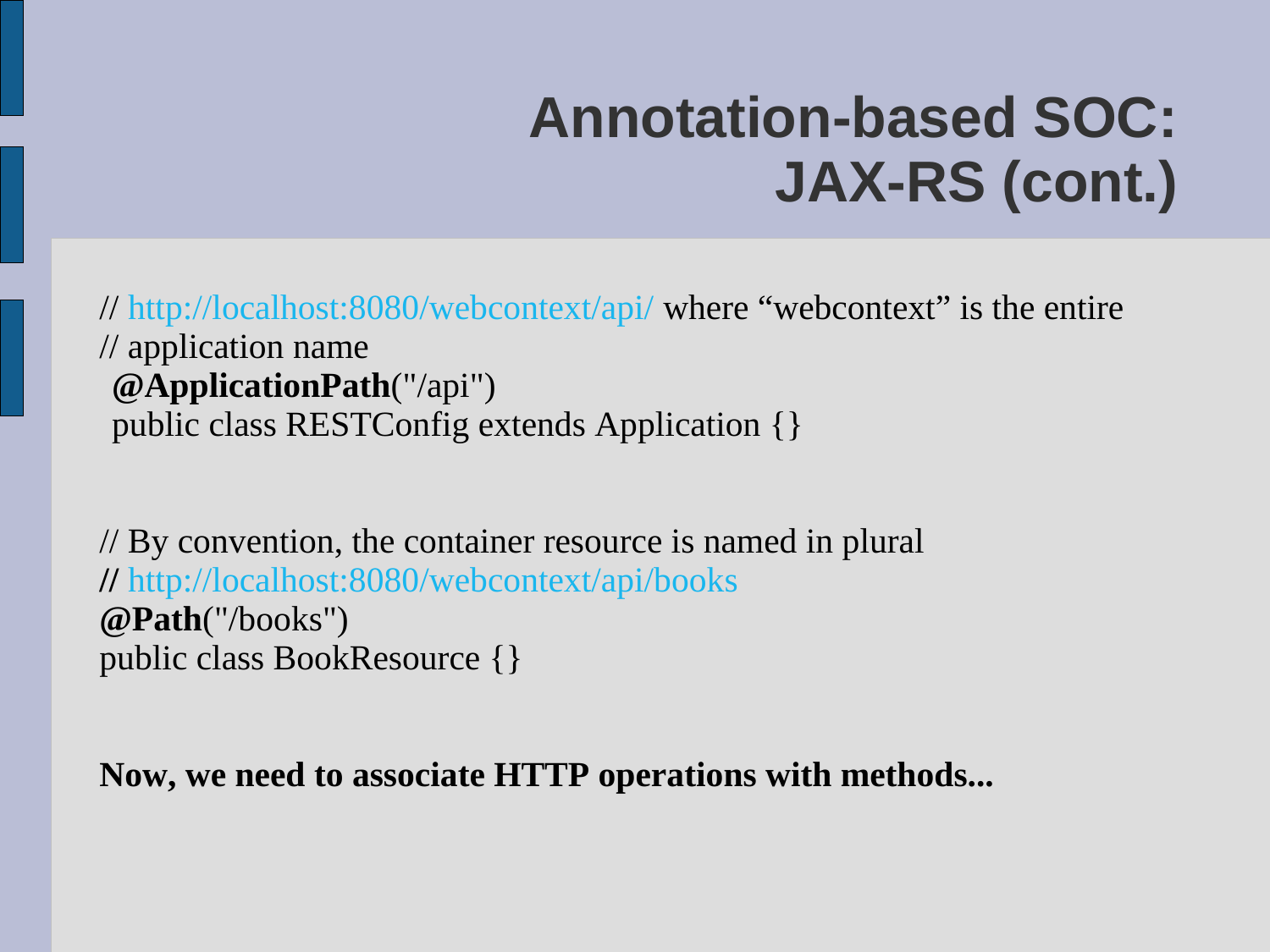# Annotation-based SOC: JAX-RS (cont.)

```
// http://localhost:8080/webcontext/api/ where "webcontext" is the entire
// application name
 @ApplicationPath("/api")
 public class RESTConfig extends Application {}


// By convention, the container resource is named in plural
// http://localhost:8080/webcontext/api/books
@Path("/books")
public class BookResource {}
```

**Now, we need to associate HTTP operations with methods...**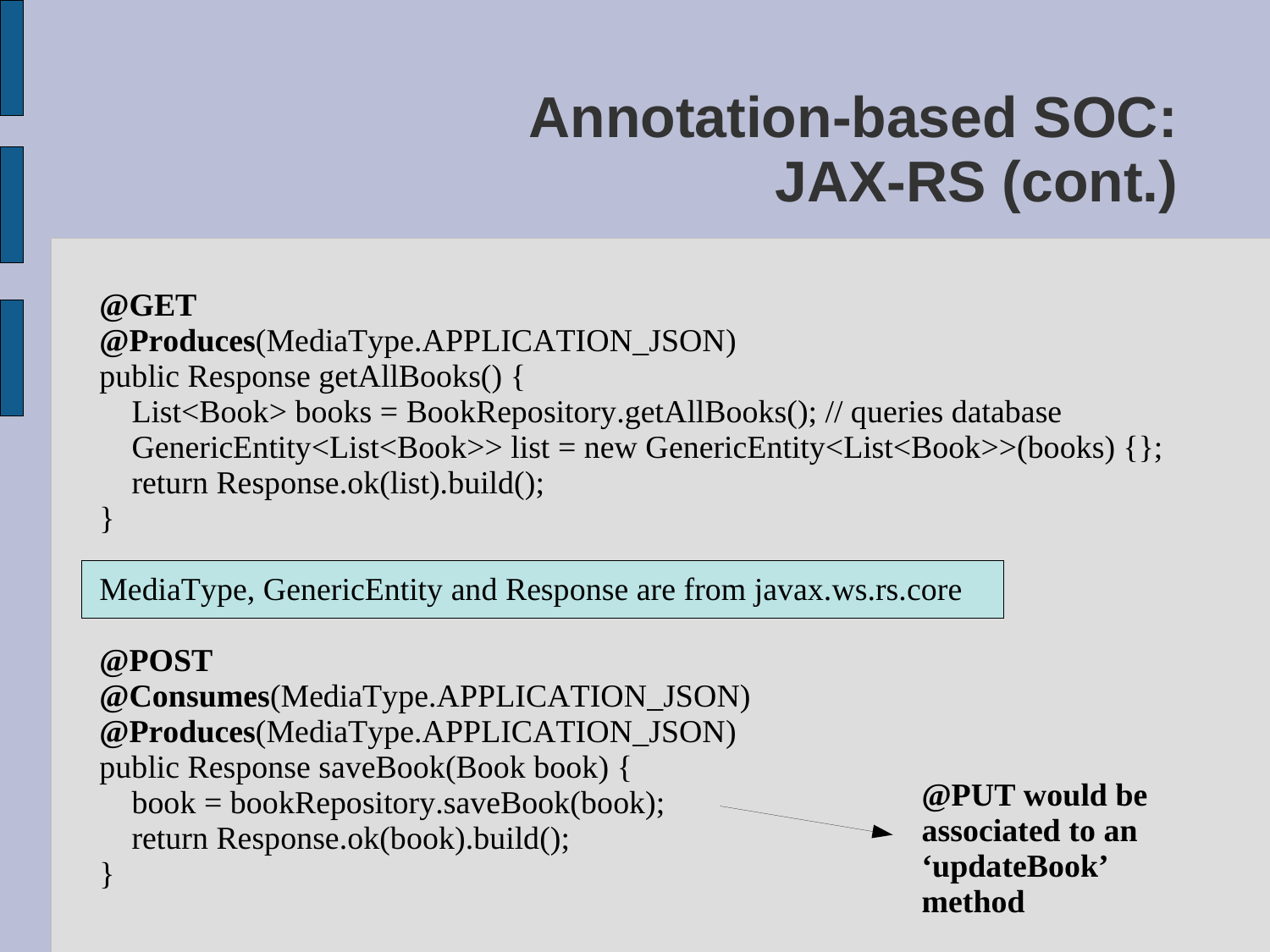# Annotation-based SOC: JAX-RS (cont.)

```
@GET
@Produces(MediaType.APPLICATION_JSON)
public Response getAllBooks() {
   List<Book> books = BookRepository.getAllBooks(); // queries database
   GenericEntity<List<Book>> list = new GenericEntity<List<Book>>(books) {};
   return Response.ok(list).build();
}
```

MediaType, GenericEntity and Response are from javax.ws.rs.core

```
@POST
@Consumes(MediaType.APPLICATION_JSON)
@Produces(MediaType.APPLICATION_JSON)
public Response saveBook(Book book) {
   book = bookRepository.saveBook(book);
   return Response.ok(book).build();
}
```

**@PUT would be associated to an 'updateBook' method**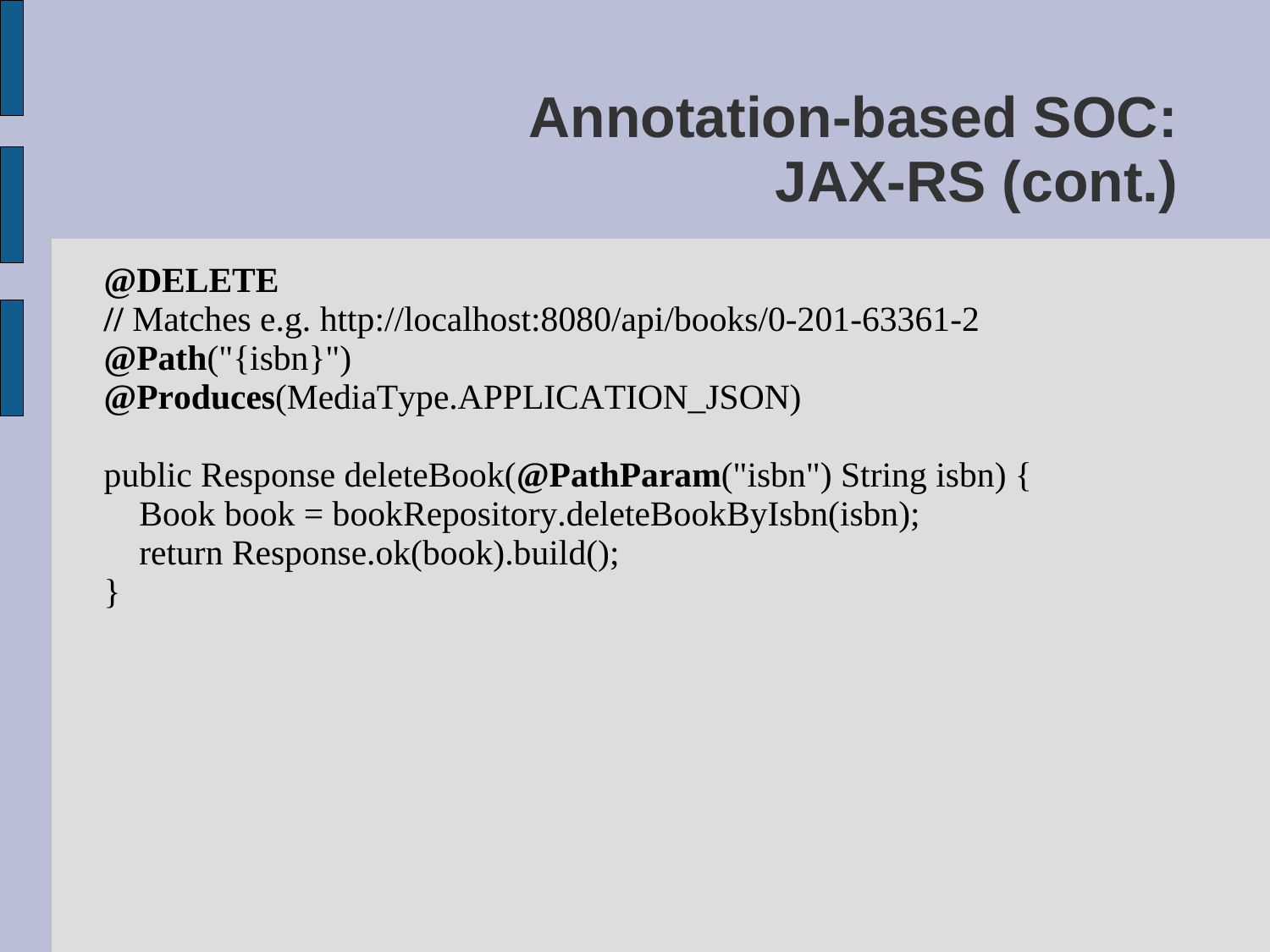# Annotation-based SOC: JAX-RS (cont.)

```
@DELETE
// Matches e.g. http://localhost:8080/api/books/0-201-63361-2
@Path("{isbn}")
@Produces(MediaType.APPLICATION_JSON)

public Response deleteBook(@PathParam("isbn") String isbn) {
   Book book = bookRepository.deleteBookByIsbn(isbn);
   return Response.ok(book).build();
}
```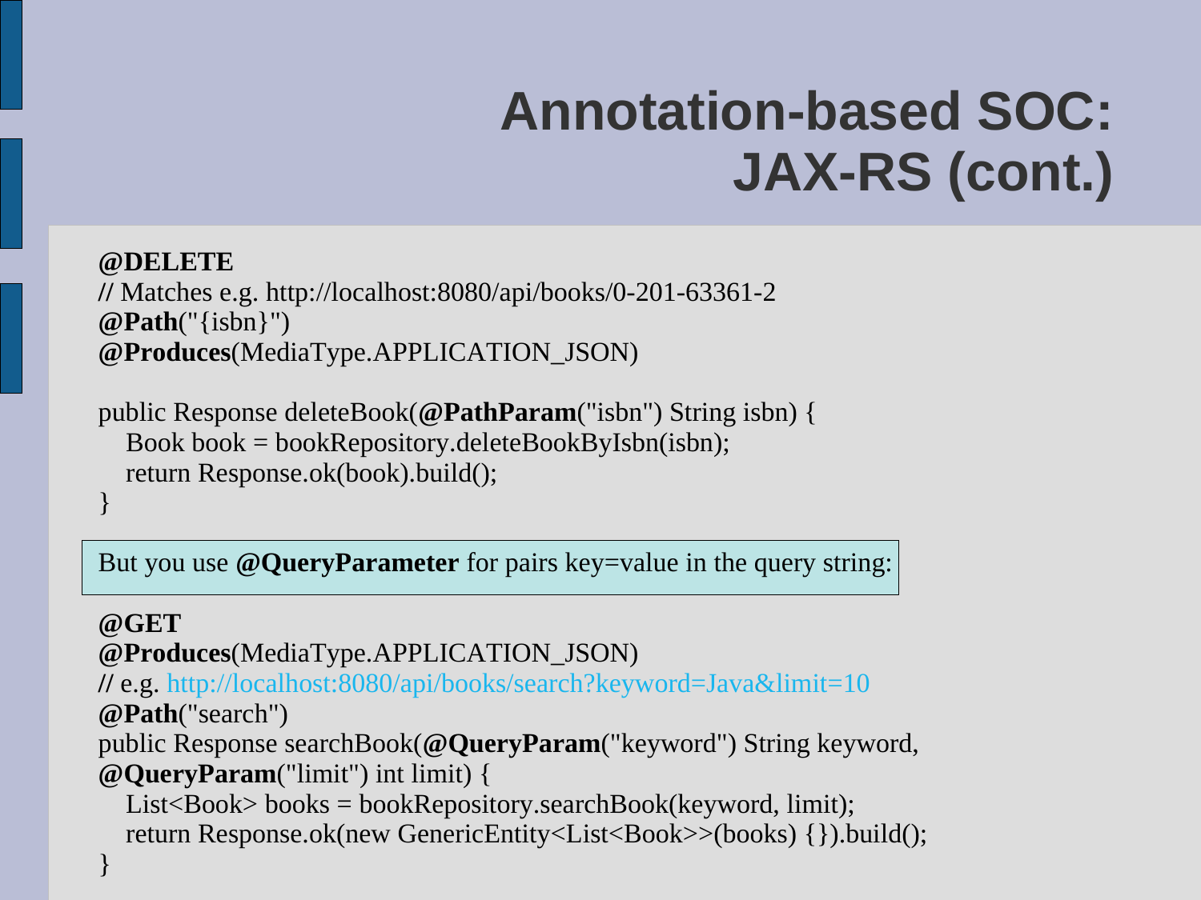# Annotation-based SOC: JAX-RS (cont.)

```
@DELETE
// Matches e.g. http://localhost:8080/api/books/0-201-63361-2
@Path("{isbn}")
@Produces(MediaType.APPLICATION_JSON)

public Response deleteBook(@PathParam("isbn") String isbn) {
   Book book = bookRepository.deleteBookByIsbn(isbn);
   return Response.ok(book).build();
}
```

But you use **@QueryParameter** for pairs key=value in the query string:

```
@GET
@Produces(MediaType.APPLICATION_JSON)
// e.g. http://localhost:8080/api/books/search?keyword=Java&limit=10
@Path("search")
public Response searchBook(@QueryParam("keyword") String keyword,
@QueryParam("limit") int limit) {
   List<Book> books = bookRepository.searchBook(keyword, limit);
   return Response.ok(new GenericEntity<List<Book>>(books) {}).build();
}
```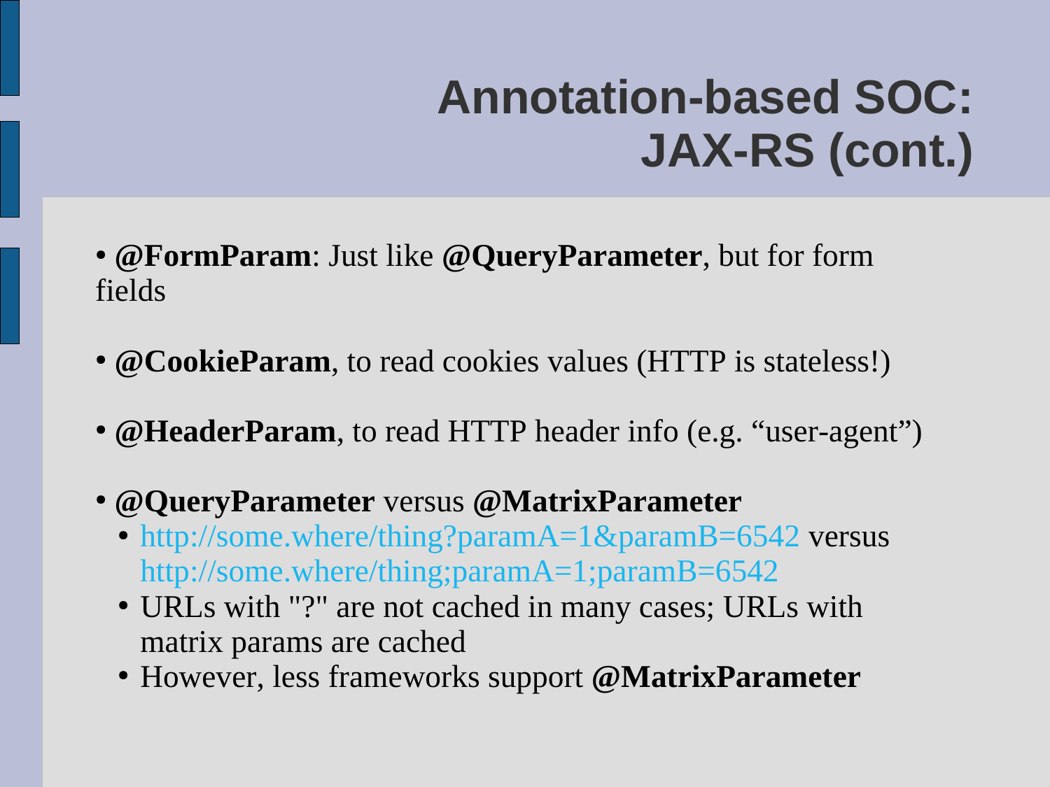# Annotation-based SOC: JAX-RS (cont.)

- **@FormParam**: Just like **@QueryParameter**, but for form fields
- **@CookieParam**, to read cookies values (HTTP is stateless!)
- **@HeaderParam**, to read HTTP header info (e.g. “user-agent”)
- **@QueryParameter** versus **@MatrixParameter**
  - http://some.where/thing?paramA=1&paramB=6542 versus http://some.where/thing;paramA=1;paramB=6542
  - URLs with "?" are not cached in many cases; URLs with matrix params are cached
  - However, less frameworks support **@MatrixParameter**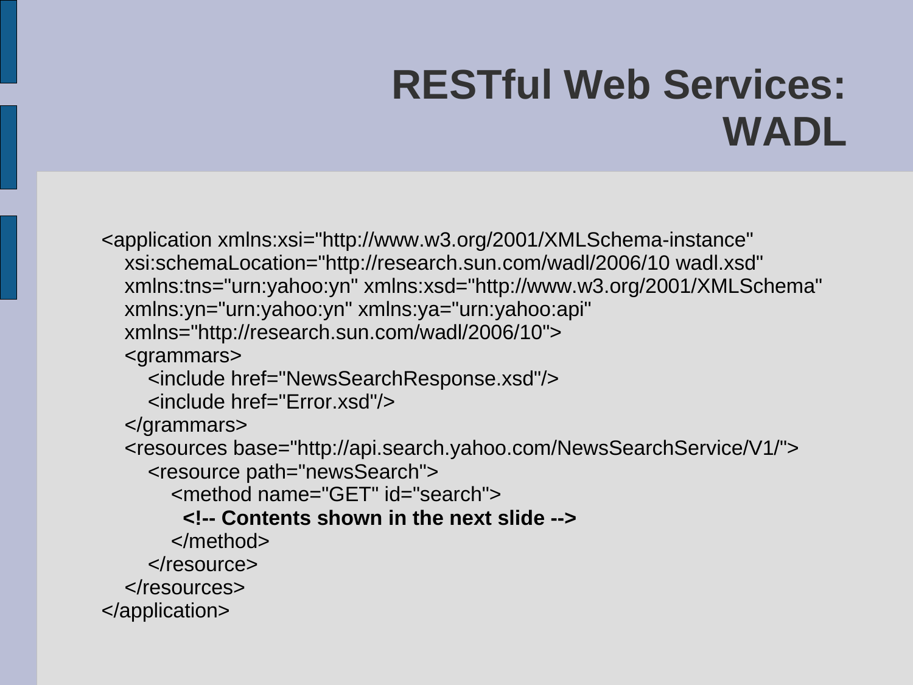# RESTful Web Services: WADL

```
<application xmlns:xsi="http://www.w3.org/2001/XMLSchema-instance"
   xsi:schemaLocation="http://research.sun.com/wadl/2006/10 wadl.xsd"
   xmlns:tns="urn:yahoo:yn" xmlns:xsd="http://www.w3.org/2001/XMLSchema"
   xmlns:yn="urn:yahoo:yn" xmlns:ya="urn:yahoo:api"
   xmlns="http://research.sun.com/wadl/2006/10">
   <grammars>
      <include href="NewsSearchResponse.xsd"/>
      <include href="Error.xsd"/>
   </grammars>
   <resources base="http://api.search.yahoo.com/NewsSearchService/V1/">
      <resource path="newsSearch">
         <method name="GET" id="search">
           <!-- Contents shown in the next slide -->
         </method>
      </resource>
   </resources>
</application>
```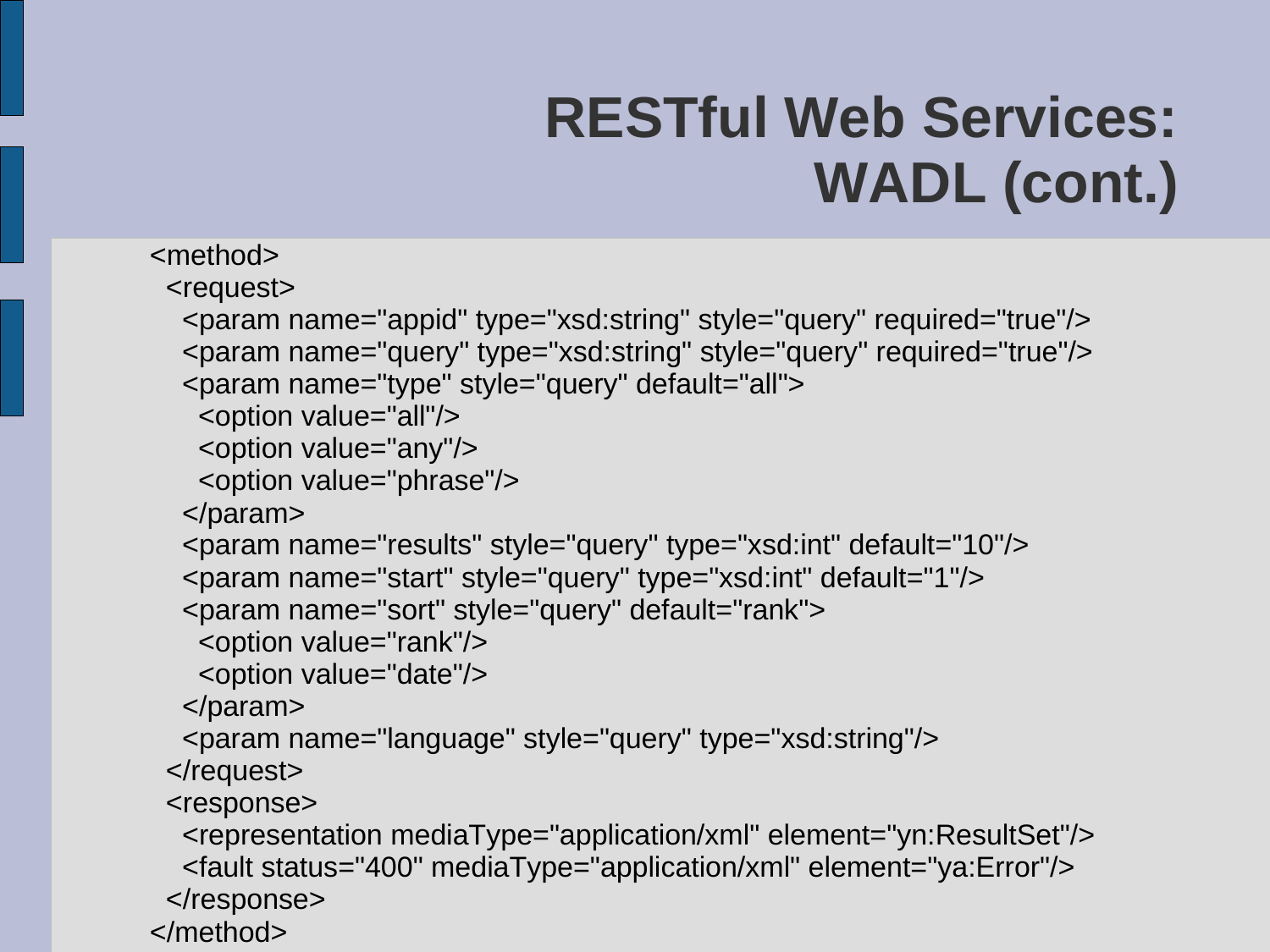# RESTful Web Services: WADL (cont.)

```
<method>
  <request>
    <param name="appid" type="xsd:string" style="query" required="true"/>
    <param name="query" type="xsd:string" style="query" required="true"/>
    <param name="type" style="query" default="all">
      <option value="all"/>
      <option value="any"/>
      <option value="phrase"/>
    </param>
    <param name="results" style="query" type="xsd:int" default="10"/>
    <param name="start" style="query" type="xsd:int" default="1"/>
    <param name="sort" style="query" default="rank">
      <option value="rank"/>
      <option value="date"/>
    </param>
    <param name="language" style="query" type="xsd:string"/>
  </request>
  <response>
    <representation mediaType="application/xml" element="yn:ResultSet"/>
    <fault status="400" mediaType="application/xml" element="ya:Error"/>
  </response>
</method>
```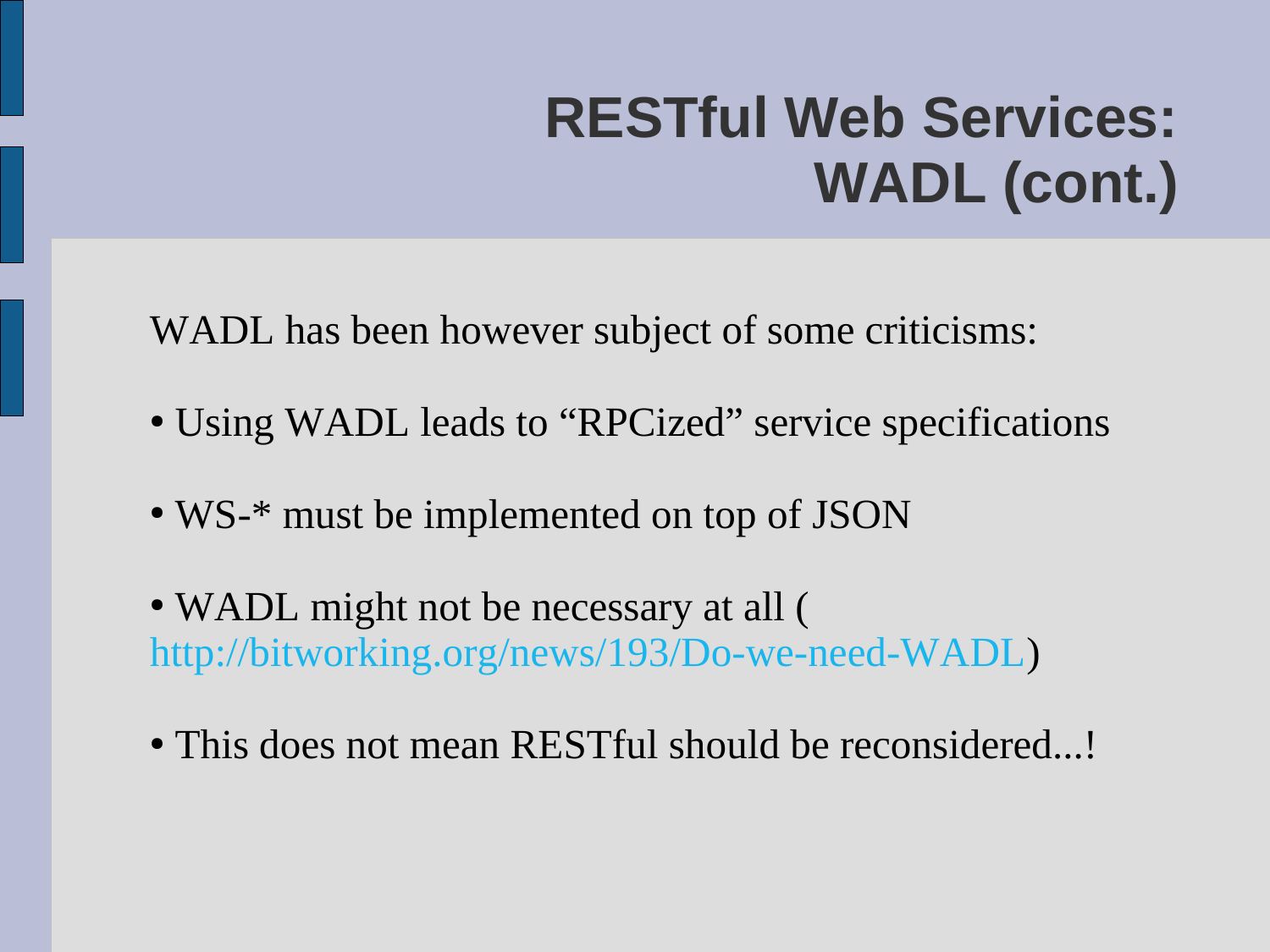# RESTful Web Services: WADL (cont.)

WADL has been however subject of some criticisms:

- Using WADL leads to “RPCized” service specifications
- WS-* must be implemented on top of JSON
- WADL might not be necessary at all ( http://bitworking.org/news/193/Do-we-need-WADL)
- This does not mean RESTful should be reconsidered...!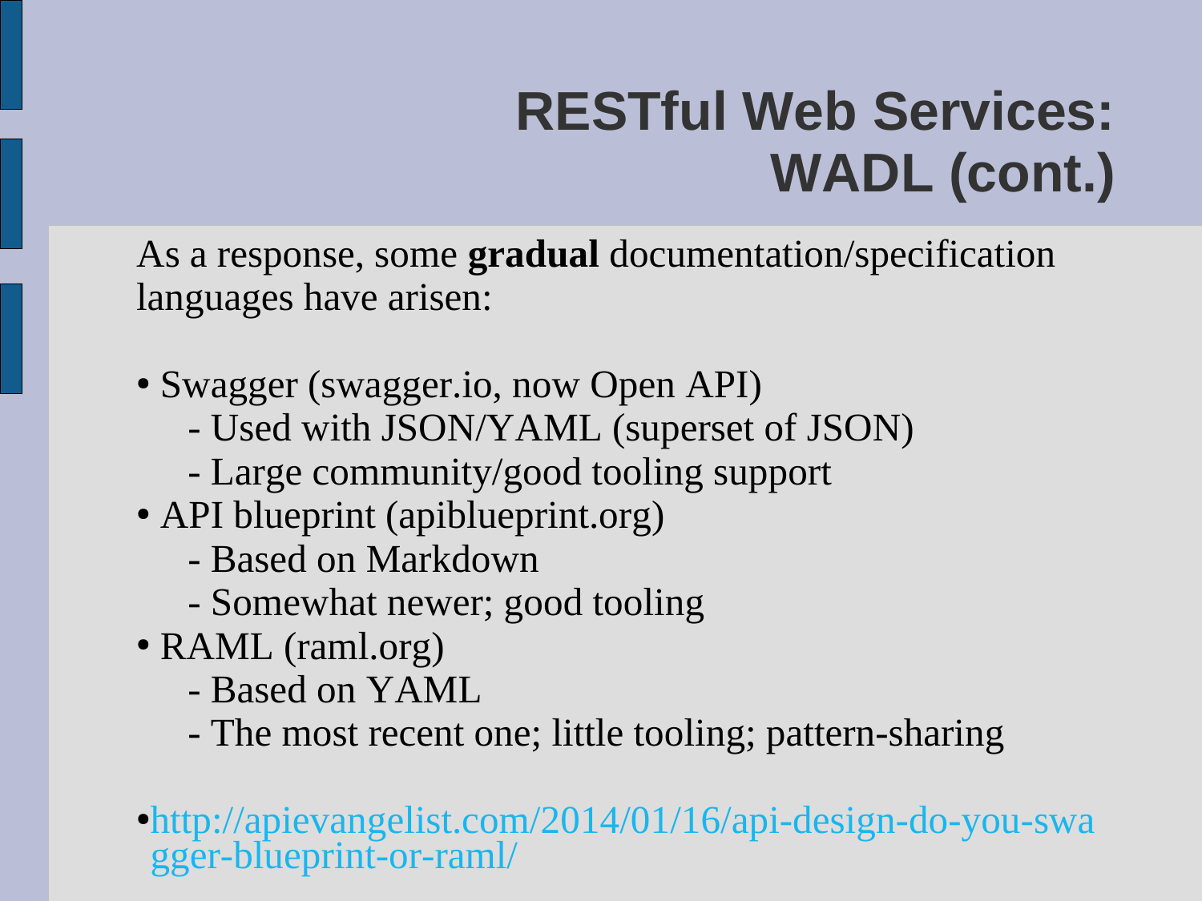# RESTful Web Services: WADL (cont.)

As a response, some **gradual** documentation/specification languages have arisen:

- Swagger (swagger.io, now Open API)
  - Used with JSON/YAML (superset of JSON)
  - Large community/good tooling support
- API blueprint (apiblueprint.org)
  - Based on Markdown
  - Somewhat newer; good tooling
- RAML (raml.org)
  - Based on YAML
  - The most recent one; little tooling; pattern-sharing

- http://apievangelist.com/2014/01/16/api-design-do-you-swagger-blueprint-or-raml/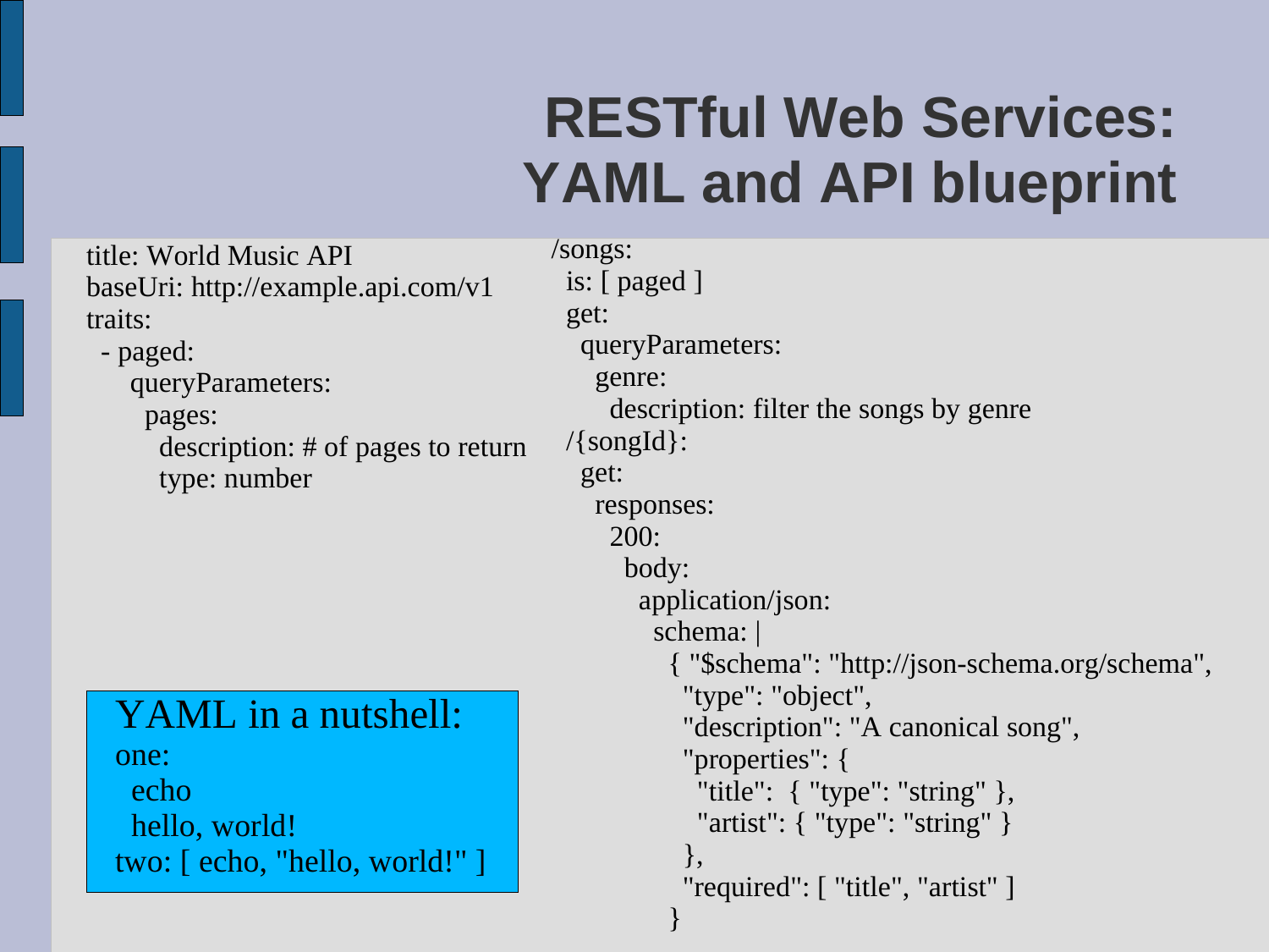# RESTful Web Services: YAML and API blueprint

```yaml
title: World Music API
baseUri: http://example.api.com/v1
traits:
  - paged:
      queryParameters:
        pages:
          description: # of pages to return
          type: number
```

**YAML in a nutshell:**

```yaml
one:
  echo
  hello, world!
two: [ echo, "hello, world!" ]
```

```yaml
/songs:
  is: [ paged ]
  get:
    queryParameters:
      genre:
        description: filter the songs by genre
  /{songId}:
    get:
      responses:
        200:
          body:
            application/json:
              schema: |
                { "$schema": "http://json-schema.org/schema",
                  "type": "object",
                  "description": "A canonical song",
                  "properties": {
                    "title":  { "type": "string" },
                    "artist": { "type": "string" }
                  },
                  "required": [ "title", "artist" ]
                }
```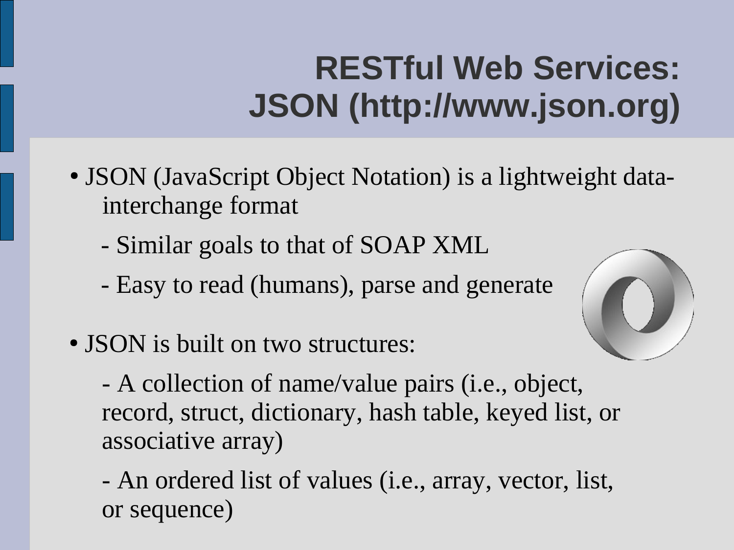# RESTful Web Services: JSON (http://www.json.org)

- JSON (JavaScript Object Notation) is a lightweight data-interchange format
  - Similar goals to that of SOAP XML
  - Easy to read (humans), parse and generate
- JSON is built on two structures:
  - A collection of name/value pairs (i.e., object, record, struct, dictionary, hash table, keyed list, or associative array)
  - An ordered list of values (i.e., array, vector, list, or sequence)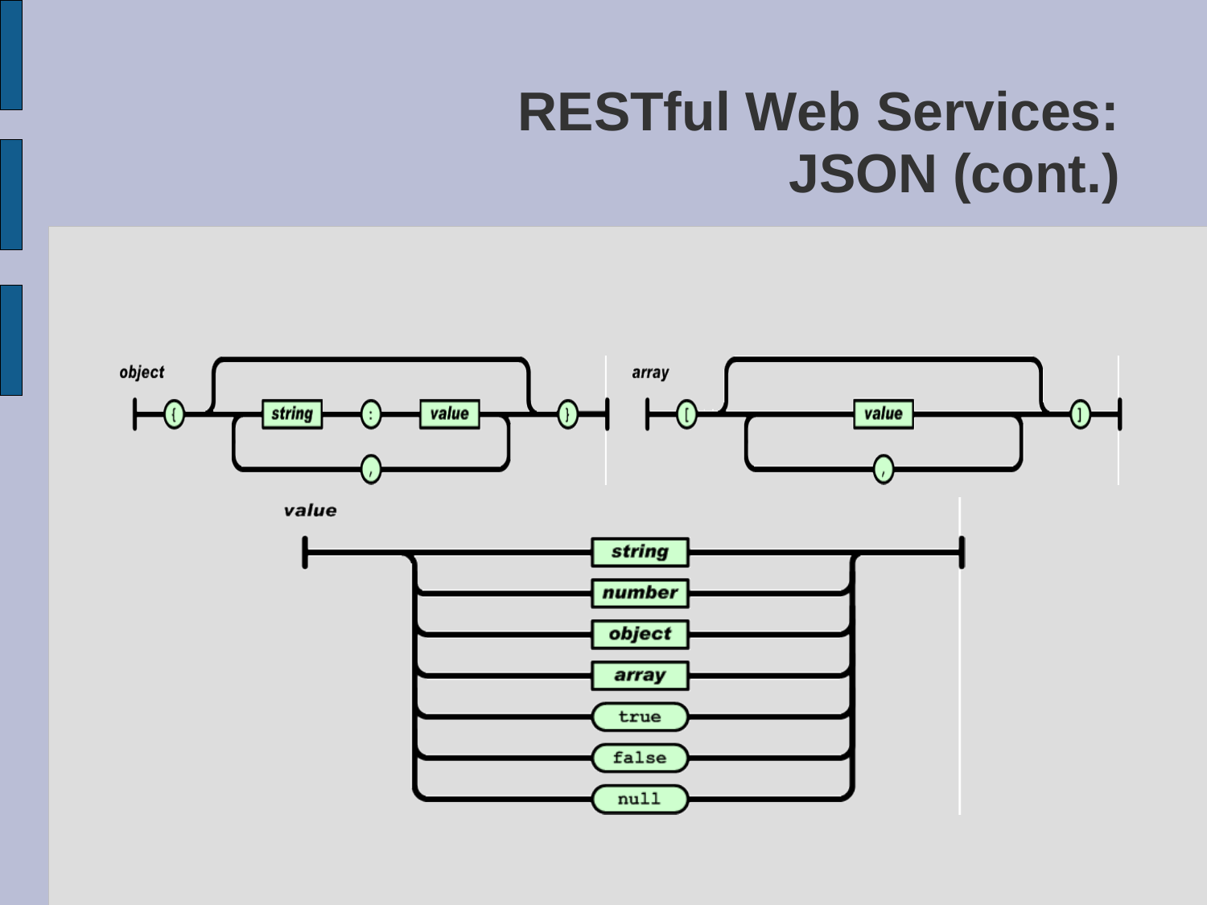# RESTful Web Services: JSON (cont.)

object

{ string : value , }

array

[ value , ]

value

string

number

object

array

true

false

null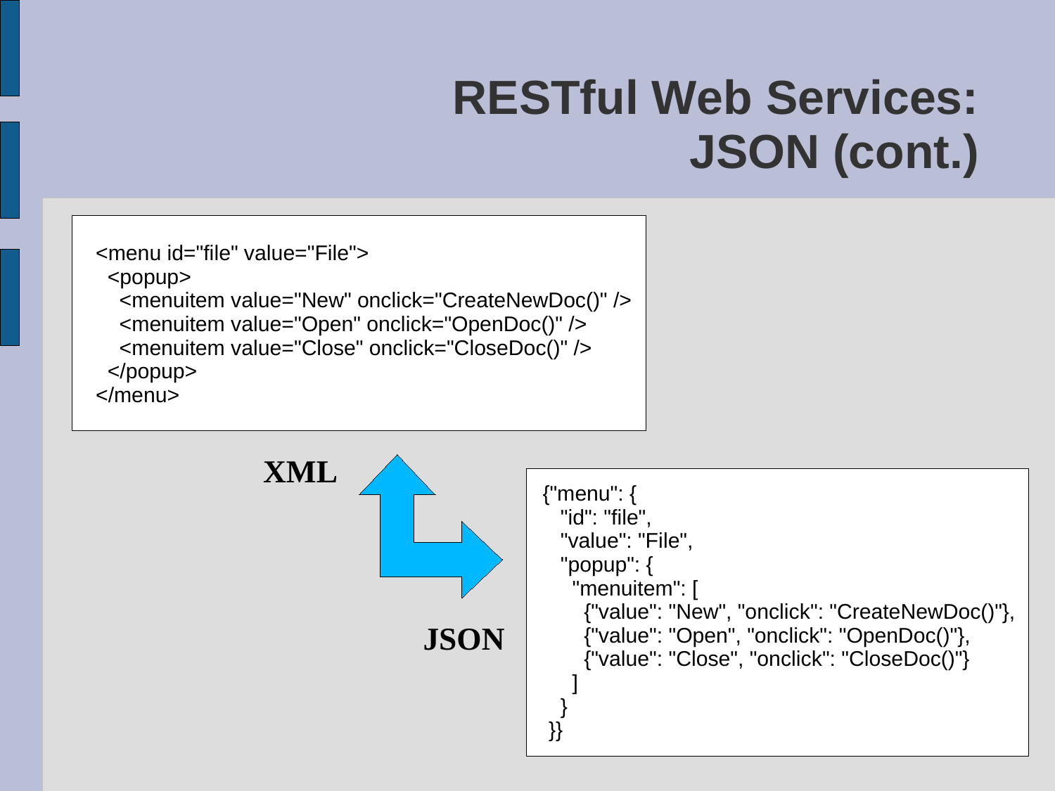# RESTful Web Services: JSON (cont.)

```xml
<menu id="file" value="File">
  <popup>
    <menuitem value="New" onclick="CreateNewDoc()" />
    <menuitem value="Open" onclick="OpenDoc()" />
    <menuitem value="Close" onclick="CloseDoc()" />
  </popup>
</menu>
```

**XML**

**JSON**

```json
{"menu": {
   "id": "file",
   "value": "File",
   "popup": {
     "menuitem": [
       {"value": "New", "onclick": "CreateNewDoc()"},
       {"value": "Open", "onclick": "OpenDoc()"},
       {"value": "Close", "onclick": "CloseDoc()"}
     ]
   }
 }}
```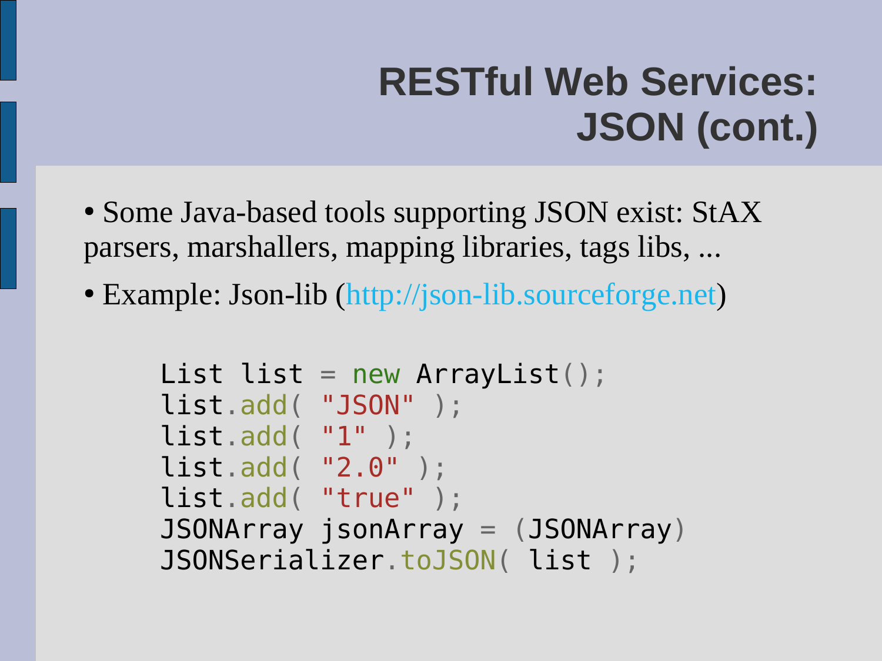# RESTful Web Services: JSON (cont.)

- Some Java-based tools supporting JSON exist: StAX parsers, marshallers, mapping libraries, tags libs, ...
- Example: Json-lib (http://json-lib.sourceforge.net)

```
List list = new ArrayList();
list.add( "JSON" );
list.add( "1" );
list.add( "2.0" );
list.add( "true" );
JSONArray jsonArray = (JSONArray)
JSONSerializer.toJSON( list );
```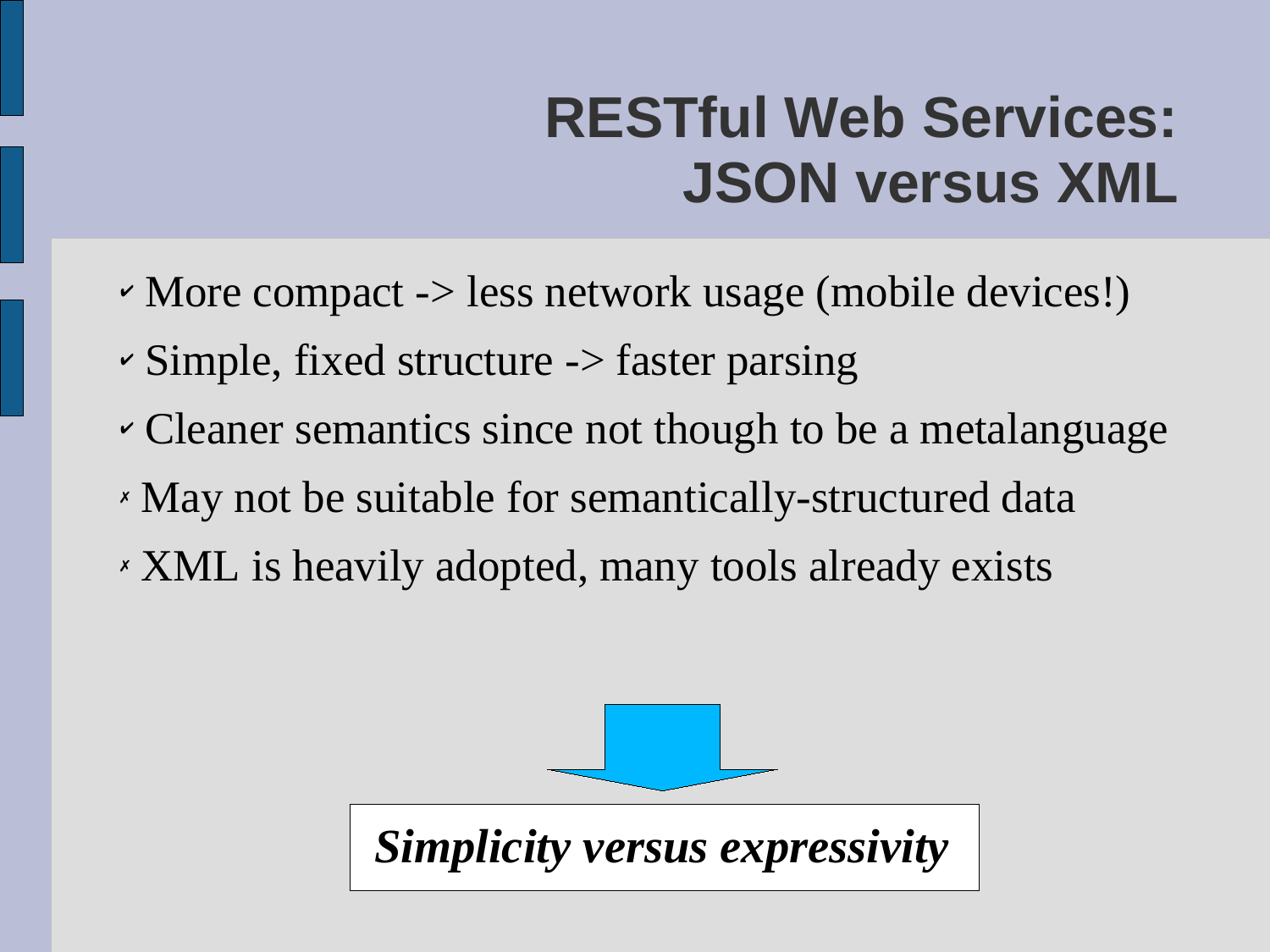# RESTful Web Services: JSON versus XML

- ✔ More compact -> less network usage (mobile devices!)
- ✔ Simple, fixed structure -> faster parsing
- ✔ Cleaner semantics since not though to be a metalanguage
- ✗ May not be suitable for semantically-structured data
- ✗ XML is heavily adopted, many tools already exists

***Simplicity versus expressivity***